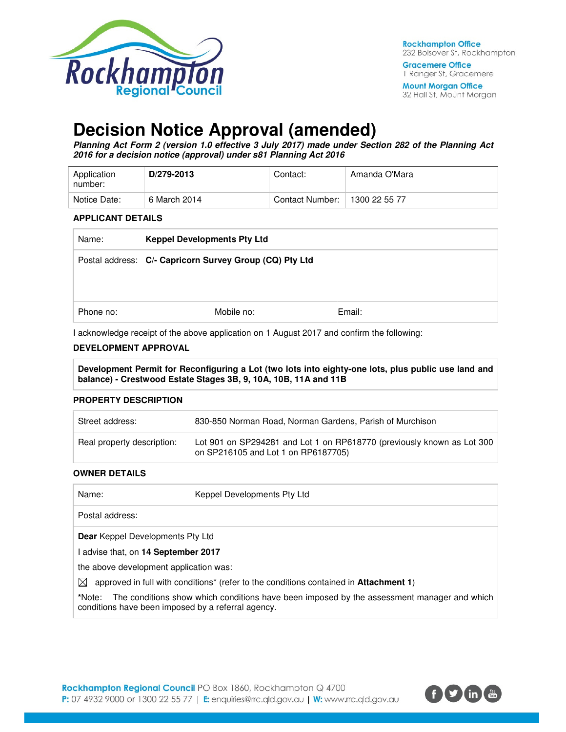# Decision Notice Approval (amended)

***Planning Act Form 2 (version 1.0 effective 3 July 2017) made under Section 282 of the Planning Act 2016 for a decision notice (approval) under s81 Planning Act 2016***

| Application number: | **D/279-2013** | Contact: | Amanda O'Mara |
|---|---|---|---|
| Notice Date: | 6 March 2014 | Contact Number: | 1300 22 55 77 |

### APPLICANT DETAILS

| Name: | **Keppel Developments Pty Ltd** | |
|---|---|---|
| Postal address: | **C/- Capricorn Survey Group (CQ) Pty Ltd** | |
| Phone no: | Mobile no: | Email: |

I acknowledge receipt of the above application on 1 August 2017 and confirm the following:

### DEVELOPMENT APPROVAL

**Development Permit for Reconfiguring a Lot (two lots into eighty-one lots, plus public use land and balance) - Crestwood Estate Stages 3B, 9, 10A, 10B, 11A and 11B**

### PROPERTY DESCRIPTION

| Street address: | 830-850 Norman Road, Norman Gardens, Parish of Murchison |
|---|---|
| Real property description: | Lot 901 on SP294281 and Lot 1 on RP618770 (previously known as Lot 300 on SP216105 and Lot 1 on RP6187705) |

### OWNER DETAILS

| Name: | Keppel Developments Pty Ltd |
|---|---|
| Postal address: | |

**Dear** Keppel Developments Pty Ltd

I advise that, on **14 September 2017**

the above development application was:

☒ approved in full with conditions* (refer to the conditions contained in **Attachment 1**)

*Note: The conditions show which conditions have been imposed by the assessment manager and which conditions have been imposed by a referral agency.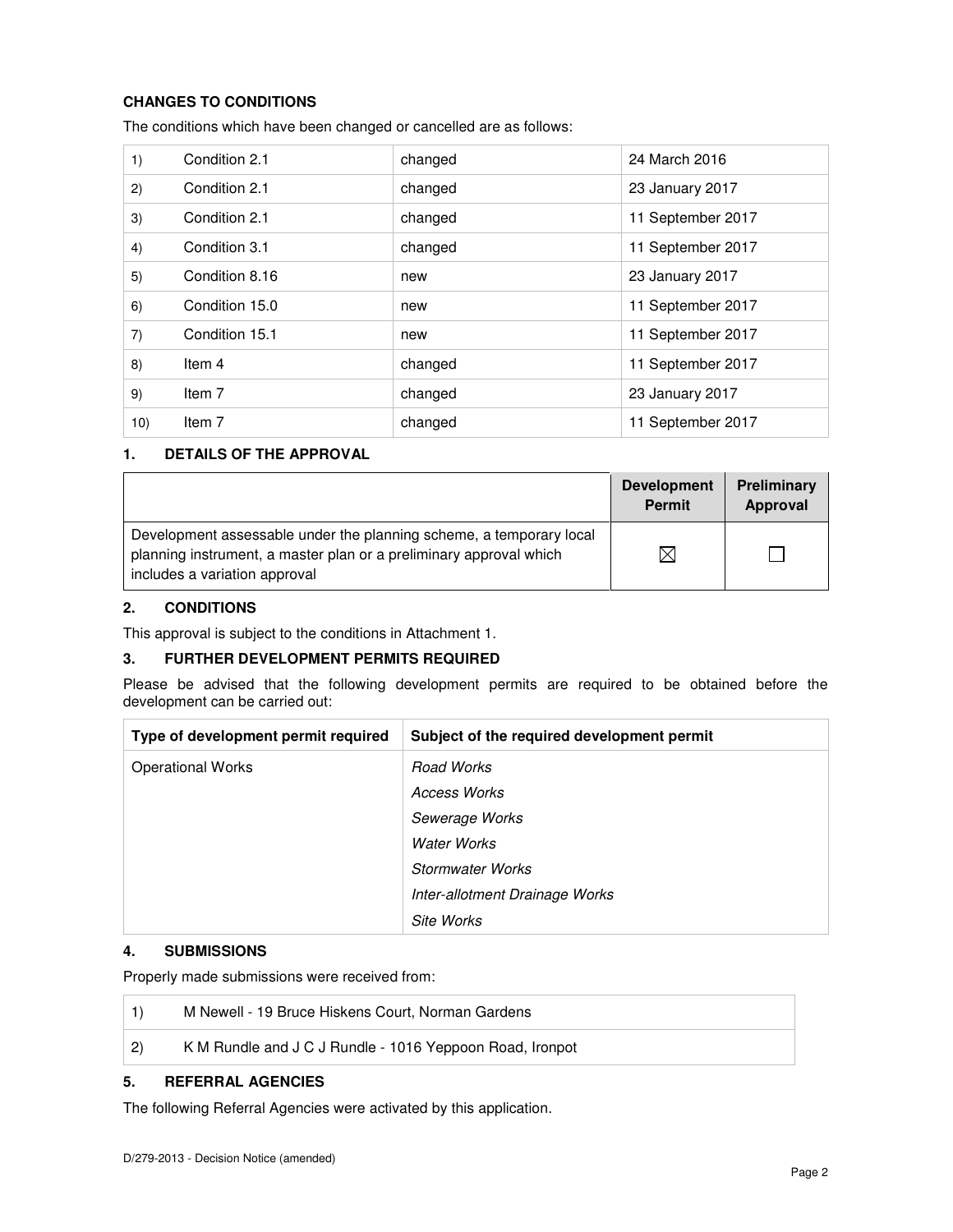**CHANGES TO CONDITIONS**

The conditions which have been changed or cancelled are as follows:

| | | | |
|---|---|---|---|
| 1) | Condition 2.1 | changed | 24 March 2016 |
| 2) | Condition 2.1 | changed | 23 January 2017 |
| 3) | Condition 2.1 | changed | 11 September 2017 |
| 4) | Condition 3.1 | changed | 11 September 2017 |
| 5) | Condition 8.16 | new | 23 January 2017 |
| 6) | Condition 15.0 | new | 11 September 2017 |
| 7) | Condition 15.1 | new | 11 September 2017 |
| 8) | Item 4 | changed | 11 September 2017 |
| 9) | Item 7 | changed | 23 January 2017 |
| 10) | Item 7 | changed | 11 September 2017 |

## 1. DETAILS OF THE APPROVAL

| | Development Permit | Preliminary Approval |
|---|---|---|
| Development assessable under the planning scheme, a temporary local planning instrument, a master plan or a preliminary approval which includes a variation approval | ☒ | ☐ |

## 2. CONDITIONS

This approval is subject to the conditions in Attachment 1.

## 3. FURTHER DEVELOPMENT PERMITS REQUIRED

Please be advised that the following development permits are required to be obtained before the development can be carried out:

| Type of development permit required | Subject of the required development permit |
|---|---|
| Operational Works | *Road Works* |
| | *Access Works* |
| | *Sewerage Works* |
| | *Water Works* |
| | *Stormwater Works* |
| | *Inter-allotment Drainage Works* |
| | *Site Works* |

## 4. SUBMISSIONS

Properly made submissions were received from:

| | |
|---|---|
| 1) | M Newell - 19 Bruce Hiskens Court, Norman Gardens |
| 2) | K M Rundle and J C J Rundle - 1016 Yeppoon Road, Ironpot |

## 5. REFERRAL AGENCIES

The following Referral Agencies were activated by this application.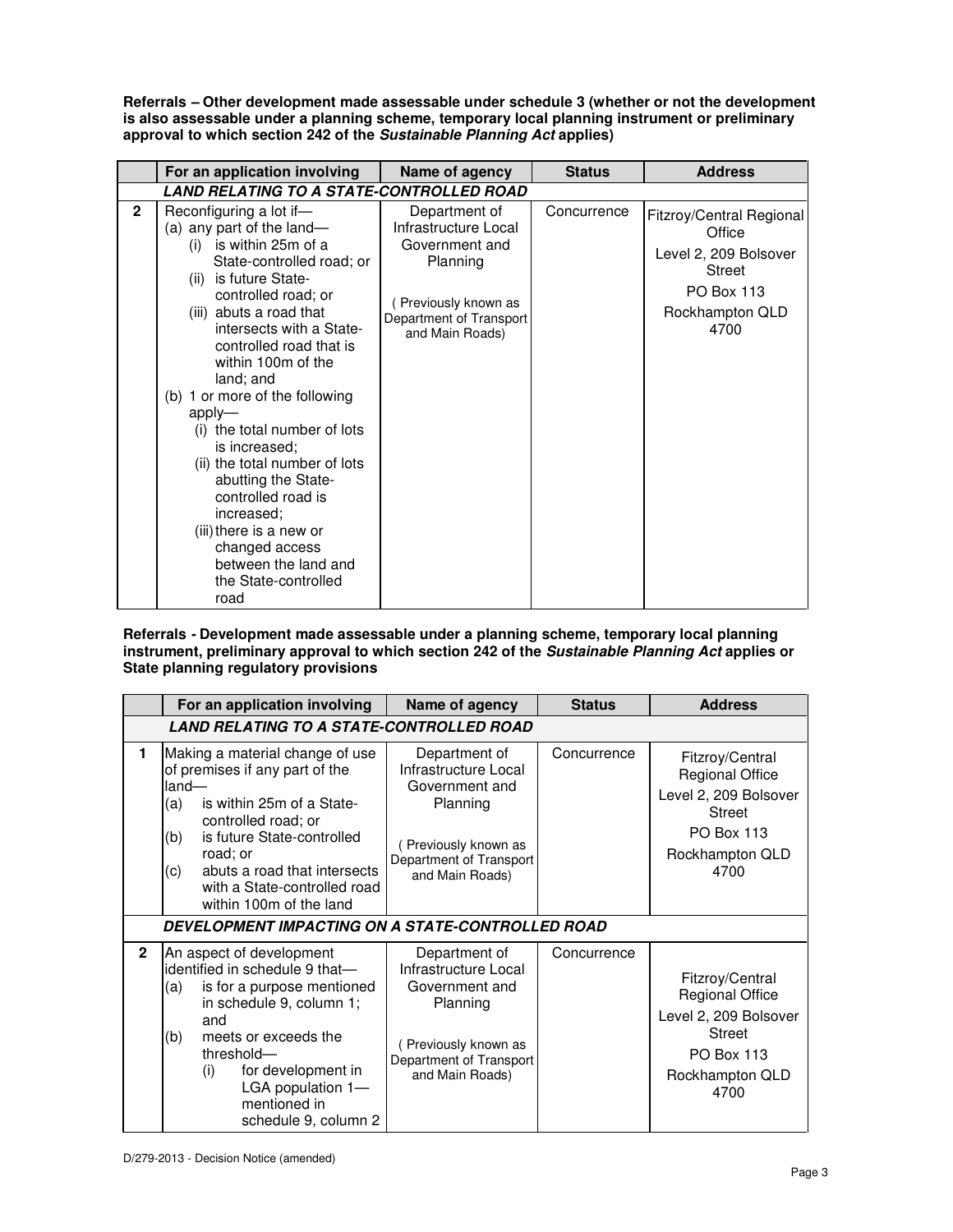**Referrals – Other development made assessable under schedule 3 (whether or not the development is also assessable under a planning scheme, temporary local planning instrument or preliminary approval to which section 242 of the *Sustainable Planning Act* applies)**

| | For an application involving | Name of agency | Status | Address |
|---|---|---|---|---|
| | ***LAND RELATING TO A STATE-CONTROLLED ROAD*** | | | |
| 2 | Reconfiguring a lot if— (a) any part of the land— (i) is within 25m of a State-controlled road; or (ii) is future State-controlled road; or (iii) abuts a road that intersects with a State-controlled road that is within 100m of the land; and (b) 1 or more of the following apply— (i) the total number of lots is increased; (ii) the total number of lots abutting the State-controlled road is increased; (iii) there is a new or changed access between the land and the State-controlled road | Department of Infrastructure Local Government and Planning ( Previously known as Department of Transport and Main Roads) | Concurrence | Fitzroy/Central Regional Office Level 2, 209 Bolsover Street PO Box 113 Rockhampton QLD 4700 |

**Referrals - Development made assessable under a planning scheme, temporary local planning instrument, preliminary approval to which section 242 of the *Sustainable Planning Act* applies or State planning regulatory provisions**

| | For an application involving | Name of agency | Status | Address |
|---|---|---|---|---|
| | ***LAND RELATING TO A STATE-CONTROLLED ROAD*** | | | |
| 1 | Making a material change of use of premises if any part of the land— (a) is within 25m of a State-controlled road; or (b) is future State-controlled road; or (c) abuts a road that intersects with a State-controlled road within 100m of the land | Department of Infrastructure Local Government and Planning ( Previously known as Department of Transport and Main Roads) | Concurrence | Fitzroy/Central Regional Office Level 2, 209 Bolsover Street PO Box 113 Rockhampton QLD 4700 |
| | ***DEVELOPMENT IMPACTING ON A STATE-CONTROLLED ROAD*** | | | |
| 2 | An aspect of development identified in schedule 9 that— (a) is for a purpose mentioned in schedule 9, column 1; and (b) meets or exceeds the threshold— (i) for development in LGA population 1—mentioned in schedule 9, column 2 | Department of Infrastructure Local Government and Planning ( Previously known as Department of Transport and Main Roads) | Concurrence | Fitzroy/Central Regional Office Level 2, 209 Bolsover Street PO Box 113 Rockhampton QLD 4700 |

D/279-2013 - Decision Notice (amended)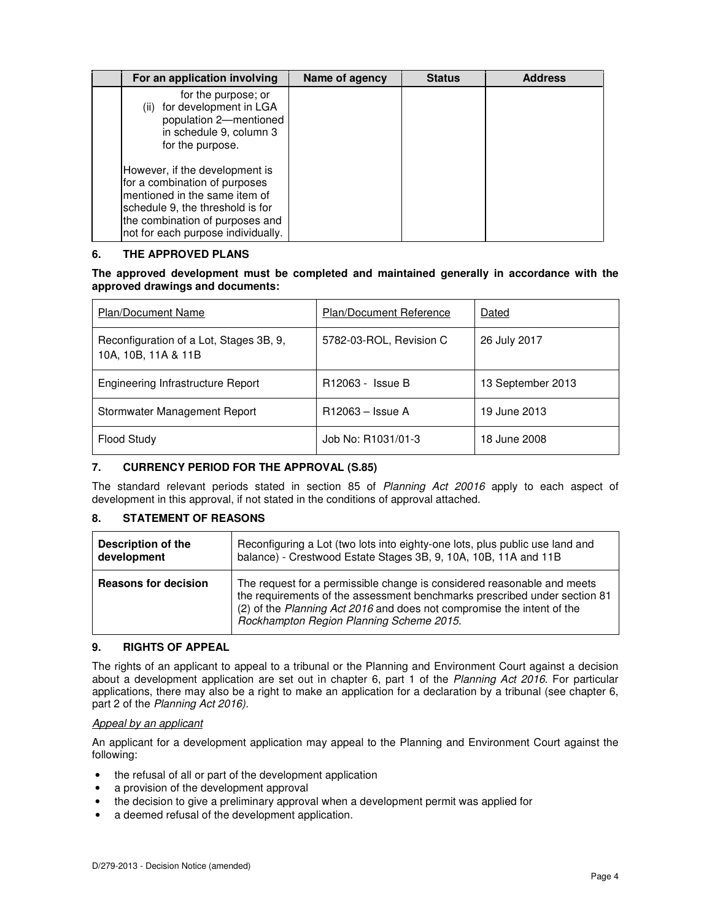|  | For an application involving | Name of agency | Status | Address |
|---|---|---|---|---|
|  | for the purpose; or<br>(ii) for development in LGA population 2—mentioned in schedule 9, column 3 for the purpose.<br><br>However, if the development is for a combination of purposes mentioned in the same item of schedule 9, the threshold is for the combination of purposes and not for each purpose individually. |  |  |  |

## 6. THE APPROVED PLANS

**The approved development must be completed and maintained generally in accordance with the approved drawings and documents:**

| Plan/Document Name | Plan/Document Reference | Dated |
|---|---|---|
| Reconfiguration of a Lot, Stages 3B, 9, 10A, 10B, 11A & 11B | 5782-03-ROL, Revision C | 26 July 2017 |
| Engineering Infrastructure Report | R12063 - Issue B | 13 September 2013 |
| Stormwater Management Report | R12063 – Issue A | 19 June 2013 |
| Flood Study | Job No: R1031/01-3 | 18 June 2008 |

## 7. CURRENCY PERIOD FOR THE APPROVAL (S.85)

The standard relevant periods stated in section 85 of *Planning Act 20016* apply to each aspect of development in this approval, if not stated in the conditions of approval attached.

## 8. STATEMENT OF REASONS

| **Description of the development** | Reconfiguring a Lot (two lots into eighty-one lots, plus public use land and balance) - Crestwood Estate Stages 3B, 9, 10A, 10B, 11A and 11B |
|---|---|
| **Reasons for decision** | The request for a permissible change is considered reasonable and meets the requirements of the assessment benchmarks prescribed under section 81 (2) of the *Planning Act 2016* and does not compromise the intent of the *Rockhampton Region Planning Scheme 2015.* |

## 9. RIGHTS OF APPEAL

The rights of an applicant to appeal to a tribunal or the Planning and Environment Court against a decision about a development application are set out in chapter 6, part 1 of the *Planning Act 2016*. For particular applications, there may also be a right to make an application for a declaration by a tribunal (see chapter 6, part 2 of the *Planning Act 2016).*

*Appeal by an applicant*

An applicant for a development application may appeal to the Planning and Environment Court against the following:

- the refusal of all or part of the development application
- a provision of the development approval
- the decision to give a preliminary approval when a development permit was applied for
- a deemed refusal of the development application.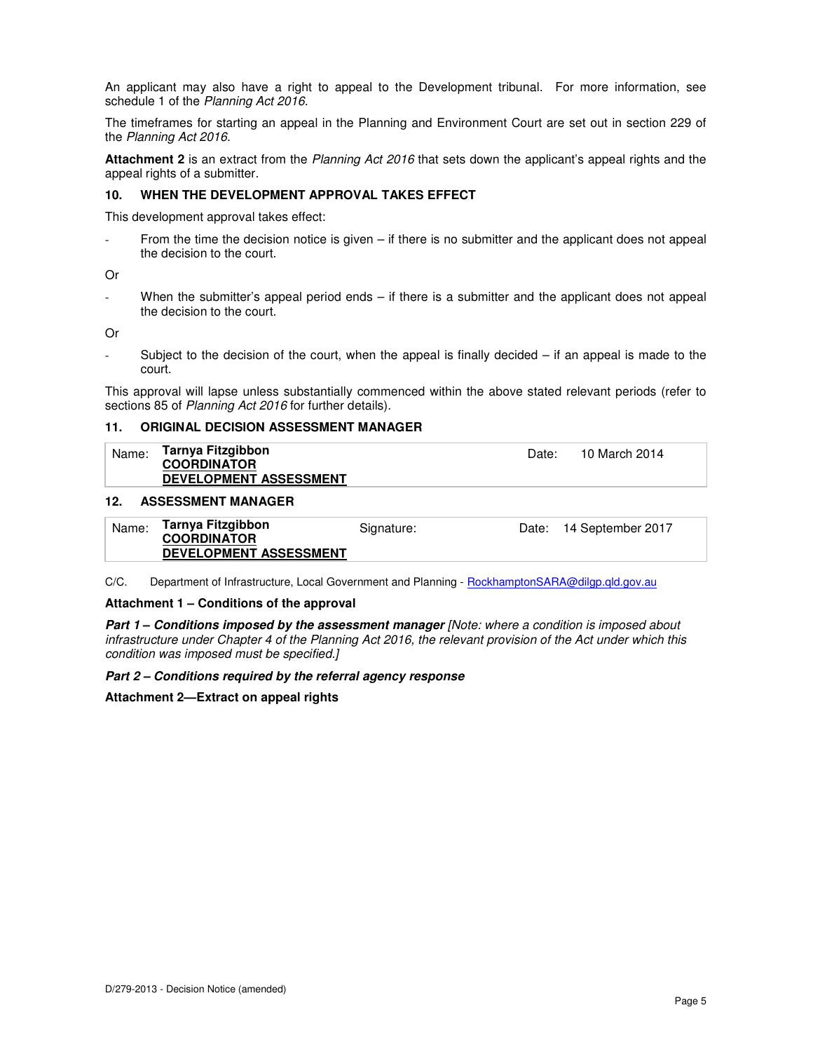An applicant may also have a right to appeal to the Development tribunal. For more information, see schedule 1 of the *Planning Act 2016*.

The timeframes for starting an appeal in the Planning and Environment Court are set out in section 229 of the *Planning Act 2016*.

**Attachment 2** is an extract from the *Planning Act 2016* that sets down the applicant's appeal rights and the appeal rights of a submitter.

### 10. WHEN THE DEVELOPMENT APPROVAL TAKES EFFECT

This development approval takes effect:

- From the time the decision notice is given – if there is no submitter and the applicant does not appeal the decision to the court.

Or

- When the submitter's appeal period ends – if there is a submitter and the applicant does not appeal the decision to the court.

Or

- Subject to the decision of the court, when the appeal is finally decided – if an appeal is made to the court.

This approval will lapse unless substantially commenced within the above stated relevant periods (refer to sections 85 of *Planning Act 2016* for further details).

### 11. ORIGINAL DECISION ASSESSMENT MANAGER

| Name: | **Tarnya Fitzgibbon**<br>**COORDINATOR**<br>**DEVELOPMENT ASSESSMENT** | Date: | 10 March 2014 |
|---|---|---|---|

### 12. ASSESSMENT MANAGER

| Name: | **Tarnya Fitzgibbon**<br>**COORDINATOR**<br>**DEVELOPMENT ASSESSMENT** | Signature: | Date: | 14 September 2017 |
|---|---|---|---|---|

C/C. Department of Infrastructure, Local Government and Planning - RockhamptonSARA@dilgp.qld.gov.au

**Attachment 1 – Conditions of the approval**

***Part 1 – Conditions imposed by the assessment manager*** *[Note: where a condition is imposed about infrastructure under Chapter 4 of the Planning Act 2016, the relevant provision of the Act under which this condition was imposed must be specified.]*

***Part 2 – Conditions required by the referral agency response***

**Attachment 2—Extract on appeal rights**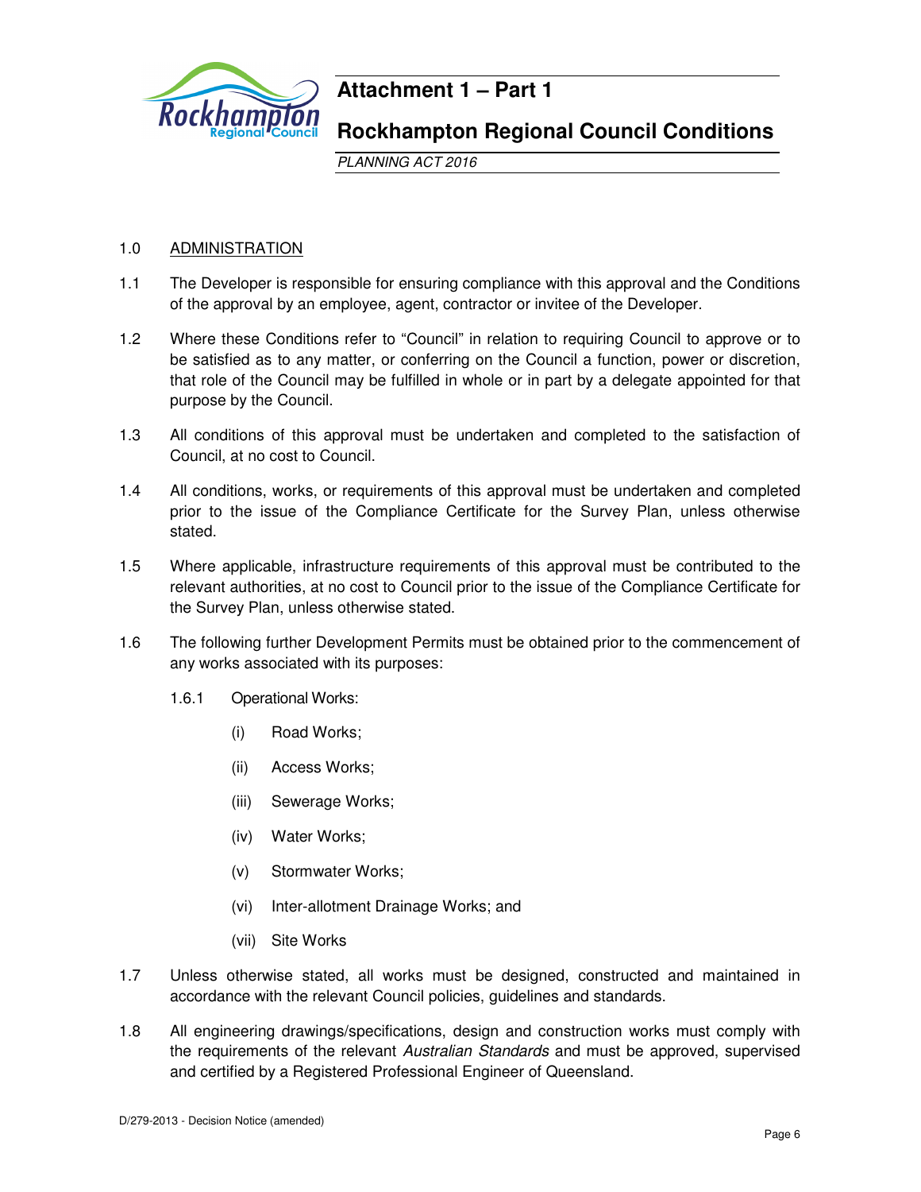# Attachment 1 – Part 1

## Rockhampton Regional Council Conditions

*PLANNING ACT 2016*

1.0 ADMINISTRATION

1.1 The Developer is responsible for ensuring compliance with this approval and the Conditions of the approval by an employee, agent, contractor or invitee of the Developer.

1.2 Where these Conditions refer to "Council" in relation to requiring Council to approve or to be satisfied as to any matter, or conferring on the Council a function, power or discretion, that role of the Council may be fulfilled in whole or in part by a delegate appointed for that purpose by the Council.

1.3 All conditions of this approval must be undertaken and completed to the satisfaction of Council, at no cost to Council.

1.4 All conditions, works, or requirements of this approval must be undertaken and completed prior to the issue of the Compliance Certificate for the Survey Plan, unless otherwise stated.

1.5 Where applicable, infrastructure requirements of this approval must be contributed to the relevant authorities, at no cost to Council prior to the issue of the Compliance Certificate for the Survey Plan, unless otherwise stated.

1.6 The following further Development Permits must be obtained prior to the commencement of any works associated with its purposes:

1.6.1 Operational Works:

(i) Road Works;

(ii) Access Works;

(iii) Sewerage Works;

(iv) Water Works;

(v) Stormwater Works;

(vi) Inter-allotment Drainage Works; and

(vii) Site Works

1.7 Unless otherwise stated, all works must be designed, constructed and maintained in accordance with the relevant Council policies, guidelines and standards.

1.8 All engineering drawings/specifications, design and construction works must comply with the requirements of the relevant *Australian Standards* and must be approved, supervised and certified by a Registered Professional Engineer of Queensland.

D/279-2013 - Decision Notice (amended)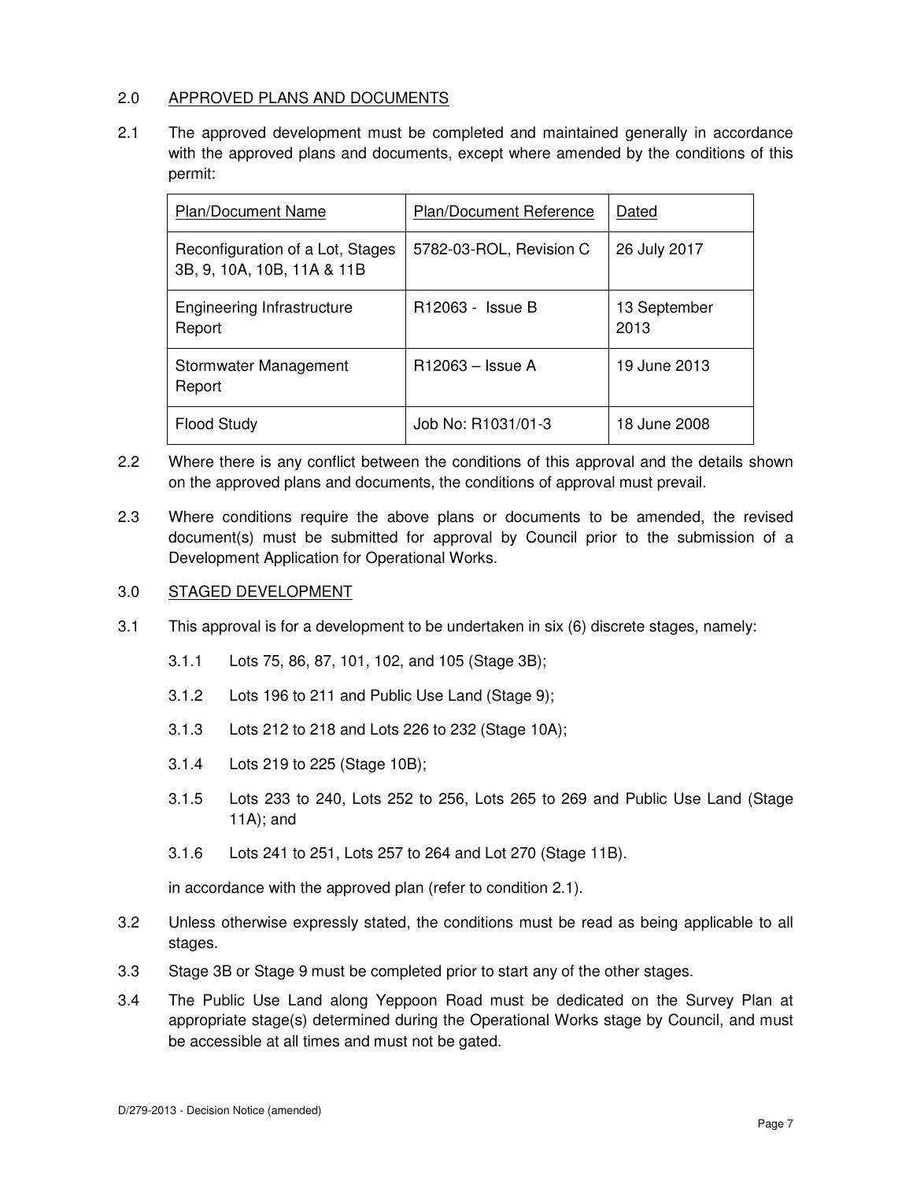## 2.0 APPROVED PLANS AND DOCUMENTS

2.1 The approved development must be completed and maintained generally in accordance with the approved plans and documents, except where amended by the conditions of this permit:

| Plan/Document Name | Plan/Document Reference | Dated |
|---|---|---|
| Reconfiguration of a Lot, Stages 3B, 9, 10A, 10B, 11A & 11B | 5782-03-ROL, Revision C | 26 July 2017 |
| Engineering Infrastructure Report | R12063 - Issue B | 13 September 2013 |
| Stormwater Management Report | R12063 – Issue A | 19 June 2013 |
| Flood Study | Job No: R1031/01-3 | 18 June 2008 |

2.2 Where there is any conflict between the conditions of this approval and the details shown on the approved plans and documents, the conditions of approval must prevail.

2.3 Where conditions require the above plans or documents to be amended, the revised document(s) must be submitted for approval by Council prior to the submission of a Development Application for Operational Works.

## 3.0 STAGED DEVELOPMENT

3.1 This approval is for a development to be undertaken in six (6) discrete stages, namely:

3.1.1 Lots 75, 86, 87, 101, 102, and 105 (Stage 3B);

3.1.2 Lots 196 to 211 and Public Use Land (Stage 9);

3.1.3 Lots 212 to 218 and Lots 226 to 232 (Stage 10A);

3.1.4 Lots 219 to 225 (Stage 10B);

3.1.5 Lots 233 to 240, Lots 252 to 256, Lots 265 to 269 and Public Use Land (Stage 11A); and

3.1.6 Lots 241 to 251, Lots 257 to 264 and Lot 270 (Stage 11B).

in accordance with the approved plan (refer to condition 2.1).

3.2 Unless otherwise expressly stated, the conditions must be read as being applicable to all stages.

3.3 Stage 3B or Stage 9 must be completed prior to start any of the other stages.

3.4 The Public Use Land along Yeppoon Road must be dedicated on the Survey Plan at appropriate stage(s) determined during the Operational Works stage by Council, and must be accessible at all times and must not be gated.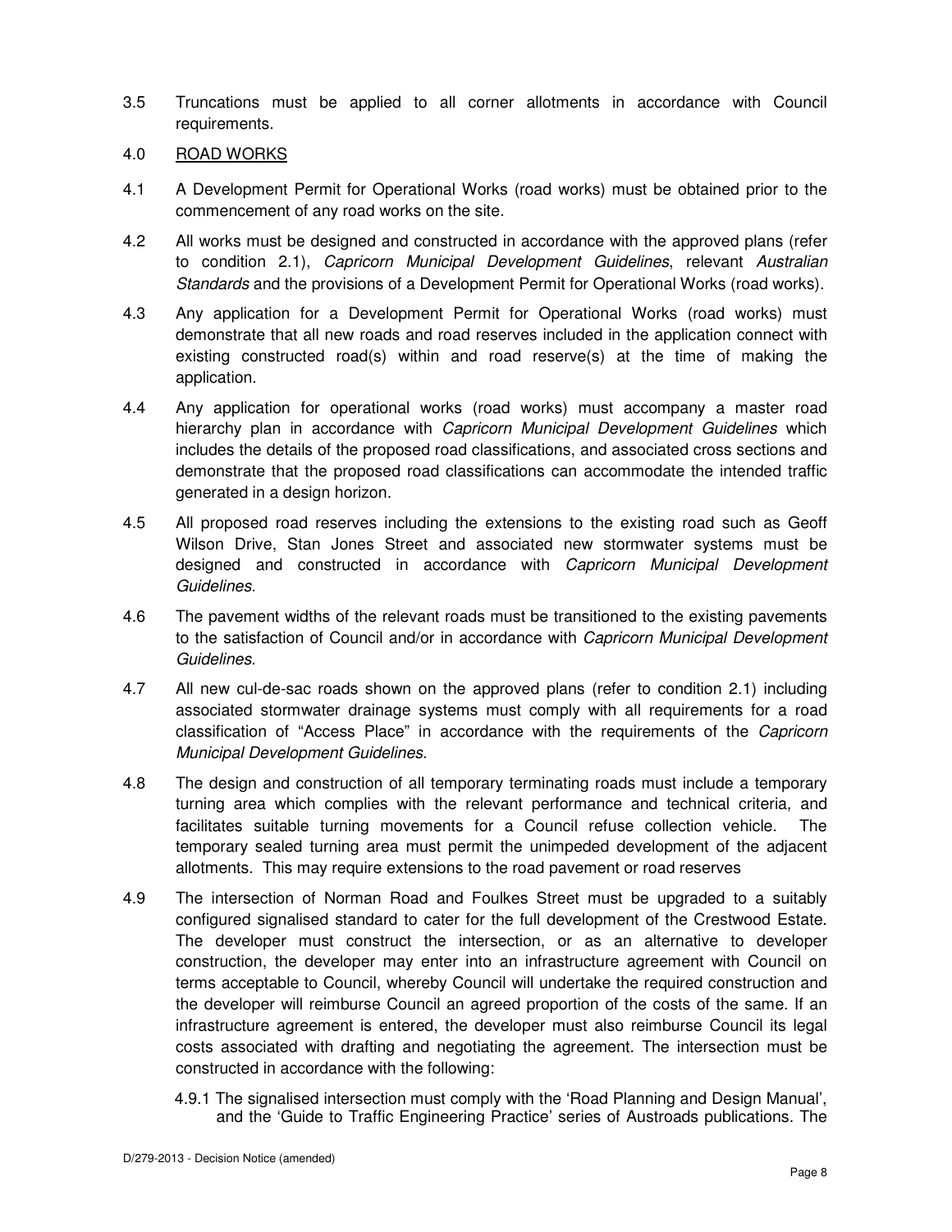3.5 Truncations must be applied to all corner allotments in accordance with Council requirements.

## 4.0 ROAD WORKS

4.1 A Development Permit for Operational Works (road works) must be obtained prior to the commencement of any road works on the site.

4.2 All works must be designed and constructed in accordance with the approved plans (refer to condition 2.1), *Capricorn Municipal Development Guidelines*, relevant *Australian Standards* and the provisions of a Development Permit for Operational Works (road works).

4.3 Any application for a Development Permit for Operational Works (road works) must demonstrate that all new roads and road reserves included in the application connect with existing constructed road(s) within and road reserve(s) at the time of making the application.

4.4 Any application for operational works (road works) must accompany a master road hierarchy plan in accordance with *Capricorn Municipal Development Guidelines* which includes the details of the proposed road classifications, and associated cross sections and demonstrate that the proposed road classifications can accommodate the intended traffic generated in a design horizon.

4.5 All proposed road reserves including the extensions to the existing road such as Geoff Wilson Drive, Stan Jones Street and associated new stormwater systems must be designed and constructed in accordance with *Capricorn Municipal Development Guidelines*.

4.6 The pavement widths of the relevant roads must be transitioned to the existing pavements to the satisfaction of Council and/or in accordance with *Capricorn Municipal Development Guidelines*.

4.7 All new cul-de-sac roads shown on the approved plans (refer to condition 2.1) including associated stormwater drainage systems must comply with all requirements for a road classification of "Access Place" in accordance with the requirements of the *Capricorn Municipal Development Guidelines*.

4.8 The design and construction of all temporary terminating roads must include a temporary turning area which complies with the relevant performance and technical criteria, and facilitates suitable turning movements for a Council refuse collection vehicle. The temporary sealed turning area must permit the unimpeded development of the adjacent allotments. This may require extensions to the road pavement or road reserves

4.9 The intersection of Norman Road and Foulkes Street must be upgraded to a suitably configured signalised standard to cater for the full development of the Crestwood Estate. The developer must construct the intersection, or as an alternative to developer construction, the developer may enter into an infrastructure agreement with Council on terms acceptable to Council, whereby Council will undertake the required construction and the developer will reimburse Council an agreed proportion of the costs of the same. If an infrastructure agreement is entered, the developer must also reimburse Council its legal costs associated with drafting and negotiating the agreement. The intersection must be constructed in accordance with the following:

4.9.1 The signalised intersection must comply with the 'Road Planning and Design Manual', and the 'Guide to Traffic Engineering Practice' series of Austroads publications. The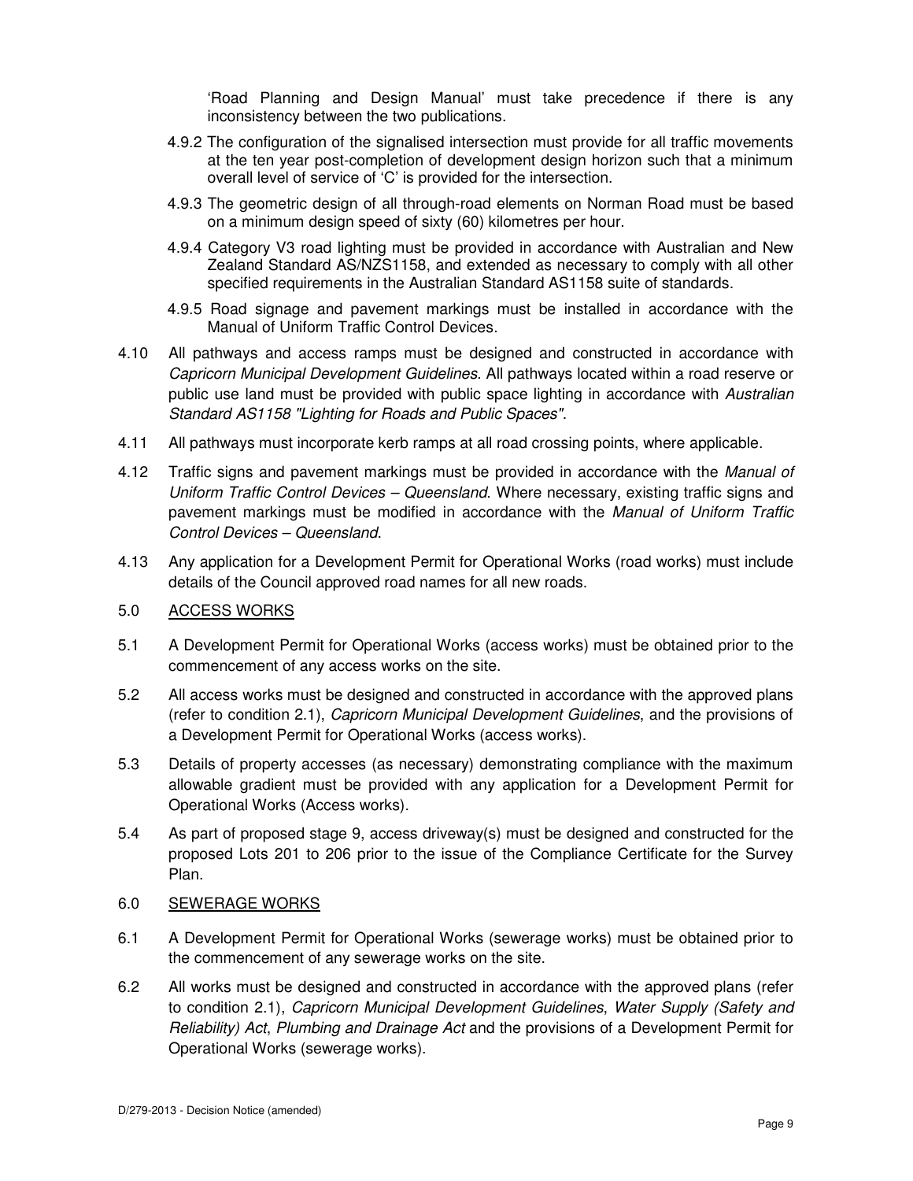'Road Planning and Design Manual' must take precedence if there is any inconsistency between the two publications.

4.9.2 The configuration of the signalised intersection must provide for all traffic movements at the ten year post-completion of development design horizon such that a minimum overall level of service of 'C' is provided for the intersection.

4.9.3 The geometric design of all through-road elements on Norman Road must be based on a minimum design speed of sixty (60) kilometres per hour.

4.9.4 Category V3 road lighting must be provided in accordance with Australian and New Zealand Standard AS/NZS1158, and extended as necessary to comply with all other specified requirements in the Australian Standard AS1158 suite of standards.

4.9.5 Road signage and pavement markings must be installed in accordance with the Manual of Uniform Traffic Control Devices.

4.10 All pathways and access ramps must be designed and constructed in accordance with *Capricorn Municipal Development Guidelines*. All pathways located within a road reserve or public use land must be provided with public space lighting in accordance with *Australian Standard AS1158 "Lighting for Roads and Public Spaces"*.

4.11 All pathways must incorporate kerb ramps at all road crossing points, where applicable.

4.12 Traffic signs and pavement markings must be provided in accordance with the *Manual of Uniform Traffic Control Devices – Queensland*. Where necessary, existing traffic signs and pavement markings must be modified in accordance with the *Manual of Uniform Traffic Control Devices – Queensland*.

4.13 Any application for a Development Permit for Operational Works (road works) must include details of the Council approved road names for all new roads.

5.0 <u>ACCESS WORKS</u>

5.1 A Development Permit for Operational Works (access works) must be obtained prior to the commencement of any access works on the site.

5.2 All access works must be designed and constructed in accordance with the approved plans (refer to condition 2.1), *Capricorn Municipal Development Guidelines*, and the provisions of a Development Permit for Operational Works (access works).

5.3 Details of property accesses (as necessary) demonstrating compliance with the maximum allowable gradient must be provided with any application for a Development Permit for Operational Works (Access works).

5.4 As part of proposed stage 9, access driveway(s) must be designed and constructed for the proposed Lots 201 to 206 prior to the issue of the Compliance Certificate for the Survey Plan.

6.0 <u>SEWERAGE WORKS</u>

6.1 A Development Permit for Operational Works (sewerage works) must be obtained prior to the commencement of any sewerage works on the site.

6.2 All works must be designed and constructed in accordance with the approved plans (refer to condition 2.1), *Capricorn Municipal Development Guidelines*, *Water Supply (Safety and Reliability) Act*, *Plumbing and Drainage Act* and the provisions of a Development Permit for Operational Works (sewerage works).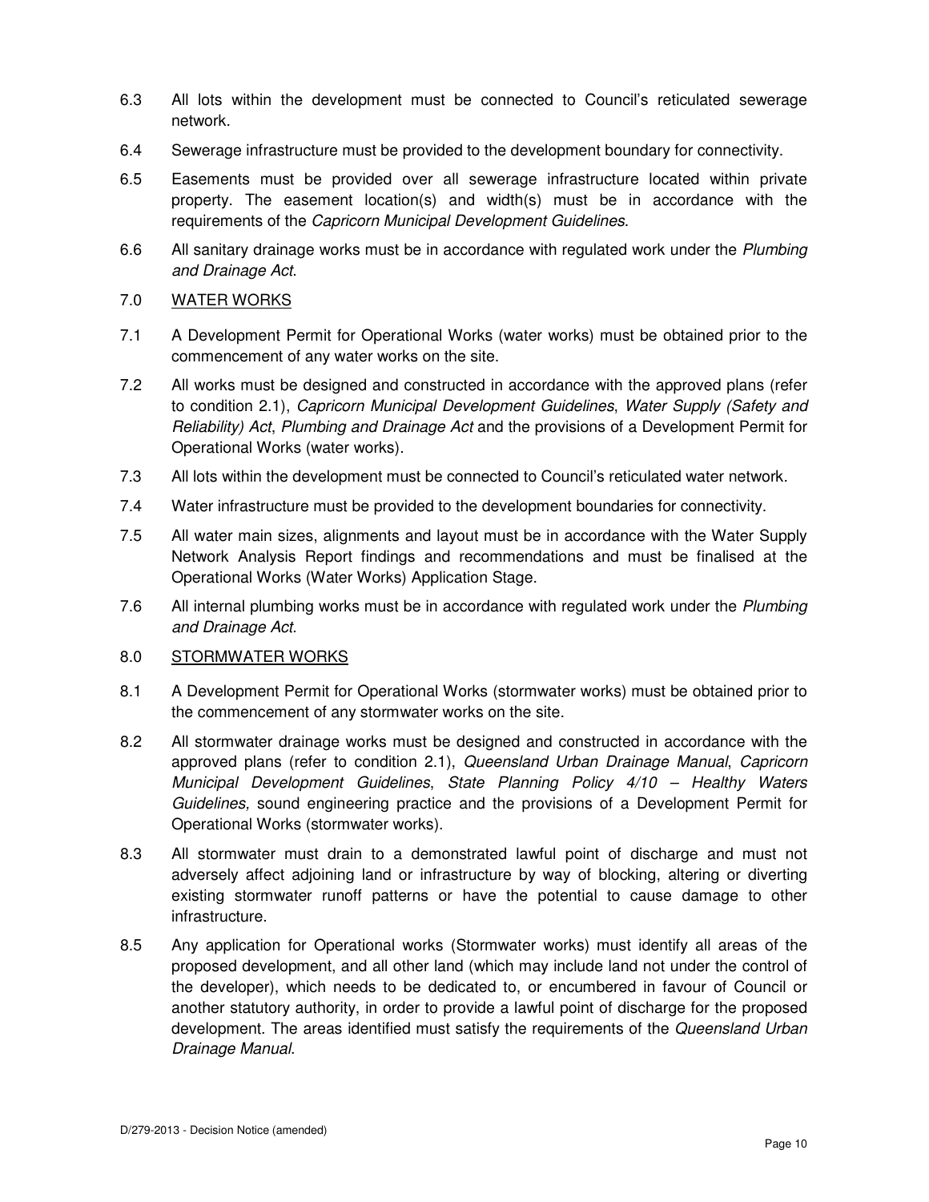6.3 All lots within the development must be connected to Council's reticulated sewerage network.

6.4 Sewerage infrastructure must be provided to the development boundary for connectivity.

6.5 Easements must be provided over all sewerage infrastructure located within private property. The easement location(s) and width(s) must be in accordance with the requirements of the *Capricorn Municipal Development Guidelines*.

6.6 All sanitary drainage works must be in accordance with regulated work under the *Plumbing and Drainage Act*.

7.0 WATER WORKS

7.1 A Development Permit for Operational Works (water works) must be obtained prior to the commencement of any water works on the site.

7.2 All works must be designed and constructed in accordance with the approved plans (refer to condition 2.1), *Capricorn Municipal Development Guidelines*, *Water Supply (Safety and Reliability) Act*, *Plumbing and Drainage Act* and the provisions of a Development Permit for Operational Works (water works).

7.3 All lots within the development must be connected to Council's reticulated water network.

7.4 Water infrastructure must be provided to the development boundaries for connectivity.

7.5 All water main sizes, alignments and layout must be in accordance with the Water Supply Network Analysis Report findings and recommendations and must be finalised at the Operational Works (Water Works) Application Stage.

7.6 All internal plumbing works must be in accordance with regulated work under the *Plumbing and Drainage Act*.

8.0 STORMWATER WORKS

8.1 A Development Permit for Operational Works (stormwater works) must be obtained prior to the commencement of any stormwater works on the site.

8.2 All stormwater drainage works must be designed and constructed in accordance with the approved plans (refer to condition 2.1), *Queensland Urban Drainage Manual*, *Capricorn Municipal Development Guidelines*, *State Planning Policy 4/10 – Healthy Waters Guidelines,* sound engineering practice and the provisions of a Development Permit for Operational Works (stormwater works).

8.3 All stormwater must drain to a demonstrated lawful point of discharge and must not adversely affect adjoining land or infrastructure by way of blocking, altering or diverting existing stormwater runoff patterns or have the potential to cause damage to other infrastructure.

8.5 Any application for Operational works (Stormwater works) must identify all areas of the proposed development, and all other land (which may include land not under the control of the developer), which needs to be dedicated to, or encumbered in favour of Council or another statutory authority, in order to provide a lawful point of discharge for the proposed development. The areas identified must satisfy the requirements of the *Queensland Urban Drainage Manual*.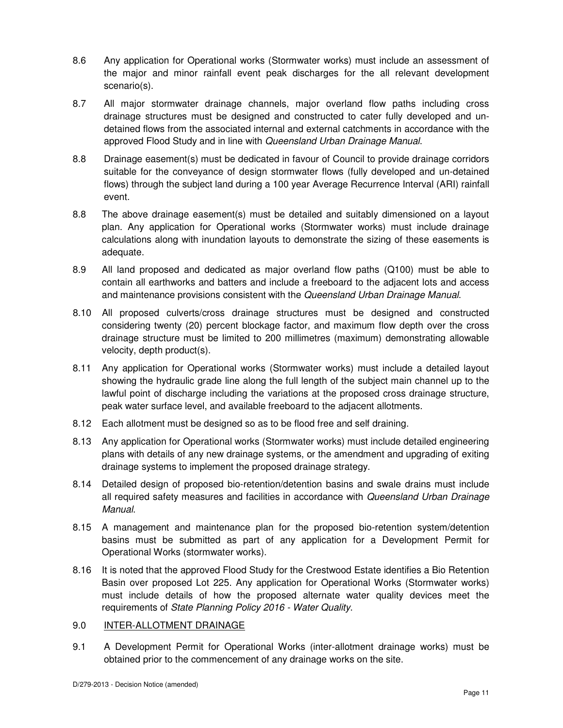8.6 Any application for Operational works (Stormwater works) must include an assessment of the major and minor rainfall event peak discharges for the all relevant development scenario(s).

8.7 All major stormwater drainage channels, major overland flow paths including cross drainage structures must be designed and constructed to cater fully developed and un-detained flows from the associated internal and external catchments in accordance with the approved Flood Study and in line with *Queensland Urban Drainage Manual*.

8.8 Drainage easement(s) must be dedicated in favour of Council to provide drainage corridors suitable for the conveyance of design stormwater flows (fully developed and un-detained flows) through the subject land during a 100 year Average Recurrence Interval (ARI) rainfall event.

8.8 The above drainage easement(s) must be detailed and suitably dimensioned on a layout plan. Any application for Operational works (Stormwater works) must include drainage calculations along with inundation layouts to demonstrate the sizing of these easements is adequate.

8.9 All land proposed and dedicated as major overland flow paths (Q100) must be able to contain all earthworks and batters and include a freeboard to the adjacent lots and access and maintenance provisions consistent with the *Queensland Urban Drainage Manual*.

8.10 All proposed culverts/cross drainage structures must be designed and constructed considering twenty (20) percent blockage factor, and maximum flow depth over the cross drainage structure must be limited to 200 millimetres (maximum) demonstrating allowable velocity, depth product(s).

8.11 Any application for Operational works (Stormwater works) must include a detailed layout showing the hydraulic grade line along the full length of the subject main channel up to the lawful point of discharge including the variations at the proposed cross drainage structure, peak water surface level, and available freeboard to the adjacent allotments.

8.12 Each allotment must be designed so as to be flood free and self draining.

8.13 Any application for Operational works (Stormwater works) must include detailed engineering plans with details of any new drainage systems, or the amendment and upgrading of exiting drainage systems to implement the proposed drainage strategy.

8.14 Detailed design of proposed bio-retention/detention basins and swale drains must include all required safety measures and facilities in accordance with *Queensland Urban Drainage Manual*.

8.15 A management and maintenance plan for the proposed bio-retention system/detention basins must be submitted as part of any application for a Development Permit for Operational Works (stormwater works).

8.16 It is noted that the approved Flood Study for the Crestwood Estate identifies a Bio Retention Basin over proposed Lot 225. Any application for Operational Works (Stormwater works) must include details of how the proposed alternate water quality devices meet the requirements of *State Planning Policy 2016 - Water Quality*.

## 9.0 INTER-ALLOTMENT DRAINAGE

9.1 A Development Permit for Operational Works (inter-allotment drainage works) must be obtained prior to the commencement of any drainage works on the site.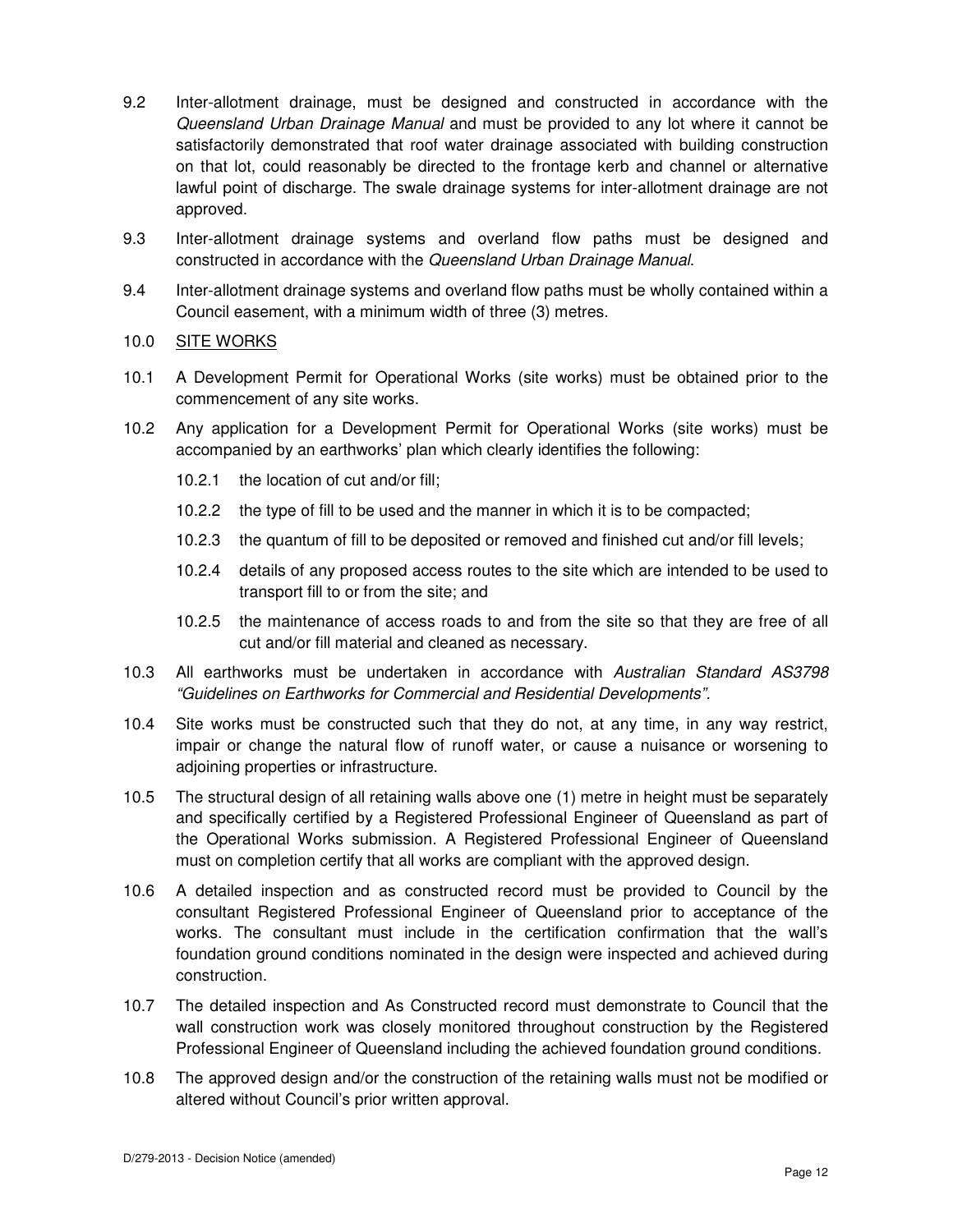9.2 Inter-allotment drainage, must be designed and constructed in accordance with the *Queensland Urban Drainage Manual* and must be provided to any lot where it cannot be satisfactorily demonstrated that roof water drainage associated with building construction on that lot, could reasonably be directed to the frontage kerb and channel or alternative lawful point of discharge. The swale drainage systems for inter-allotment drainage are not approved.

9.3 Inter-allotment drainage systems and overland flow paths must be designed and constructed in accordance with the *Queensland Urban Drainage Manual*.

9.4 Inter-allotment drainage systems and overland flow paths must be wholly contained within a Council easement, with a minimum width of three (3) metres.

10.0 <u>SITE WORKS</u>

10.1 A Development Permit for Operational Works (site works) must be obtained prior to the commencement of any site works.

10.2 Any application for a Development Permit for Operational Works (site works) must be accompanied by an earthworks' plan which clearly identifies the following:

10.2.1 the location of cut and/or fill;

10.2.2 the type of fill to be used and the manner in which it is to be compacted;

10.2.3 the quantum of fill to be deposited or removed and finished cut and/or fill levels;

10.2.4 details of any proposed access routes to the site which are intended to be used to transport fill to or from the site; and

10.2.5 the maintenance of access roads to and from the site so that they are free of all cut and/or fill material and cleaned as necessary.

10.3 All earthworks must be undertaken in accordance with *Australian Standard AS3798 "Guidelines on Earthworks for Commercial and Residential Developments".*

10.4 Site works must be constructed such that they do not, at any time, in any way restrict, impair or change the natural flow of runoff water, or cause a nuisance or worsening to adjoining properties or infrastructure.

10.5 The structural design of all retaining walls above one (1) metre in height must be separately and specifically certified by a Registered Professional Engineer of Queensland as part of the Operational Works submission. A Registered Professional Engineer of Queensland must on completion certify that all works are compliant with the approved design.

10.6 A detailed inspection and as constructed record must be provided to Council by the consultant Registered Professional Engineer of Queensland prior to acceptance of the works. The consultant must include in the certification confirmation that the wall's foundation ground conditions nominated in the design were inspected and achieved during construction.

10.7 The detailed inspection and As Constructed record must demonstrate to Council that the wall construction work was closely monitored throughout construction by the Registered Professional Engineer of Queensland including the achieved foundation ground conditions.

10.8 The approved design and/or the construction of the retaining walls must not be modified or altered without Council's prior written approval.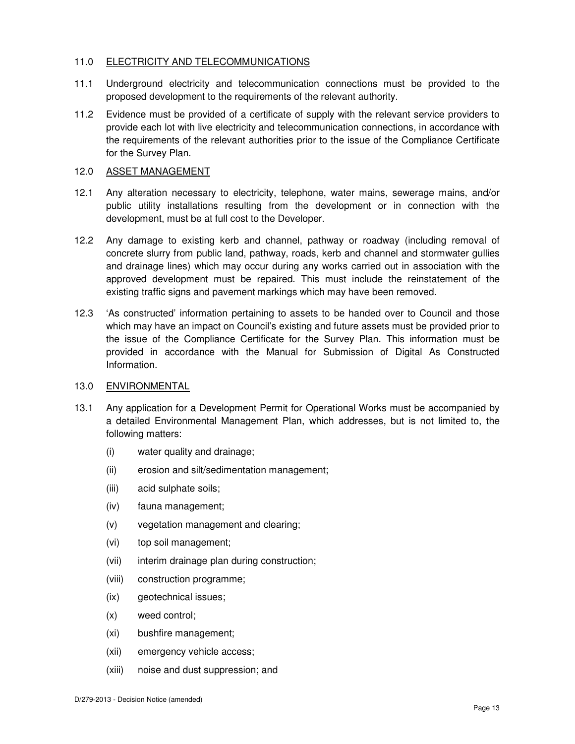## 11.0 ELECTRICITY AND TELECOMMUNICATIONS

11.1 Underground electricity and telecommunication connections must be provided to the proposed development to the requirements of the relevant authority.

11.2 Evidence must be provided of a certificate of supply with the relevant service providers to provide each lot with live electricity and telecommunication connections, in accordance with the requirements of the relevant authorities prior to the issue of the Compliance Certificate for the Survey Plan.

## 12.0 ASSET MANAGEMENT

12.1 Any alteration necessary to electricity, telephone, water mains, sewerage mains, and/or public utility installations resulting from the development or in connection with the development, must be at full cost to the Developer.

12.2 Any damage to existing kerb and channel, pathway or roadway (including removal of concrete slurry from public land, pathway, roads, kerb and channel and stormwater gullies and drainage lines) which may occur during any works carried out in association with the approved development must be repaired. This must include the reinstatement of the existing traffic signs and pavement markings which may have been removed.

12.3 'As constructed' information pertaining to assets to be handed over to Council and those which may have an impact on Council's existing and future assets must be provided prior to the issue of the Compliance Certificate for the Survey Plan. This information must be provided in accordance with the Manual for Submission of Digital As Constructed Information.

## 13.0 ENVIRONMENTAL

13.1 Any application for a Development Permit for Operational Works must be accompanied by a detailed Environmental Management Plan, which addresses, but is not limited to, the following matters:

- (i) water quality and drainage;
- (ii) erosion and silt/sedimentation management;
- (iii) acid sulphate soils;
- (iv) fauna management;
- (v) vegetation management and clearing;
- (vi) top soil management;
- (vii) interim drainage plan during construction;
- (viii) construction programme;
- (ix) geotechnical issues;
- (x) weed control;
- (xi) bushfire management;
- (xii) emergency vehicle access;
- (xiii) noise and dust suppression; and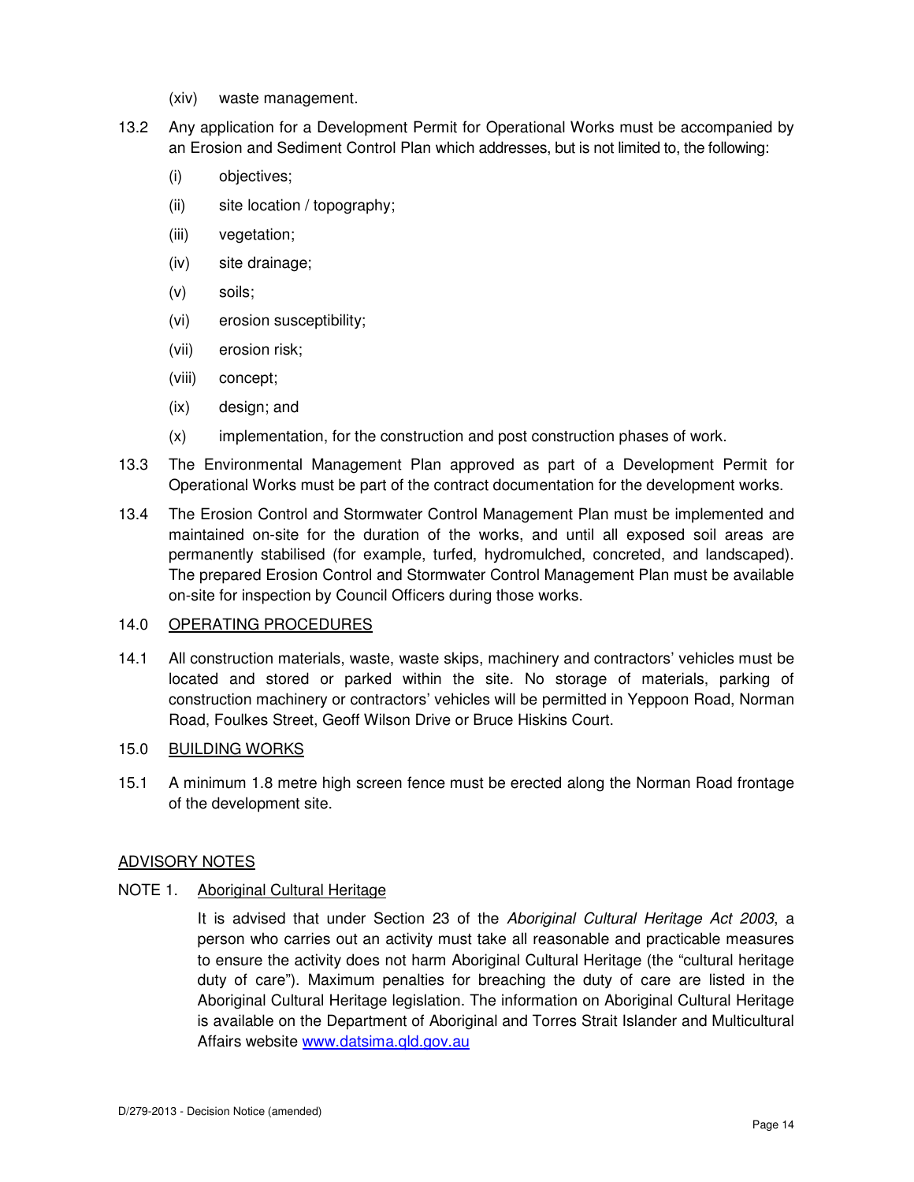(xiv) waste management.

13.2 Any application for a Development Permit for Operational Works must be accompanied by an Erosion and Sediment Control Plan which addresses, but is not limited to, the following:

(i) objectives;

(ii) site location / topography;

(iii) vegetation;

(iv) site drainage;

(v) soils;

(vi) erosion susceptibility;

(vii) erosion risk;

(viii) concept;

(ix) design; and

(x) implementation, for the construction and post construction phases of work.

13.3 The Environmental Management Plan approved as part of a Development Permit for Operational Works must be part of the contract documentation for the development works.

13.4 The Erosion Control and Stormwater Control Management Plan must be implemented and maintained on-site for the duration of the works, and until all exposed soil areas are permanently stabilised (for example, turfed, hydromulched, concreted, and landscaped). The prepared Erosion Control and Stormwater Control Management Plan must be available on-site for inspection by Council Officers during those works.

14.0 <u>OPERATING PROCEDURES</u>

14.1 All construction materials, waste, waste skips, machinery and contractors' vehicles must be located and stored or parked within the site. No storage of materials, parking of construction machinery or contractors' vehicles will be permitted in Yeppoon Road, Norman Road, Foulkes Street, Geoff Wilson Drive or Bruce Hiskins Court.

15.0 <u>BUILDING WORKS</u>

15.1 A minimum 1.8 metre high screen fence must be erected along the Norman Road frontage of the development site.

<u>ADVISORY NOTES</u>

NOTE 1. <u>Aboriginal Cultural Heritage</u>

It is advised that under Section 23 of the *Aboriginal Cultural Heritage Act 2003*, a person who carries out an activity must take all reasonable and practicable measures to ensure the activity does not harm Aboriginal Cultural Heritage (the "cultural heritage duty of care"). Maximum penalties for breaching the duty of care are listed in the Aboriginal Cultural Heritage legislation. The information on Aboriginal Cultural Heritage is available on the Department of Aboriginal and Torres Strait Islander and Multicultural Affairs website [www.datsima.qld.gov.au](http://www.datsima.qld.gov.au)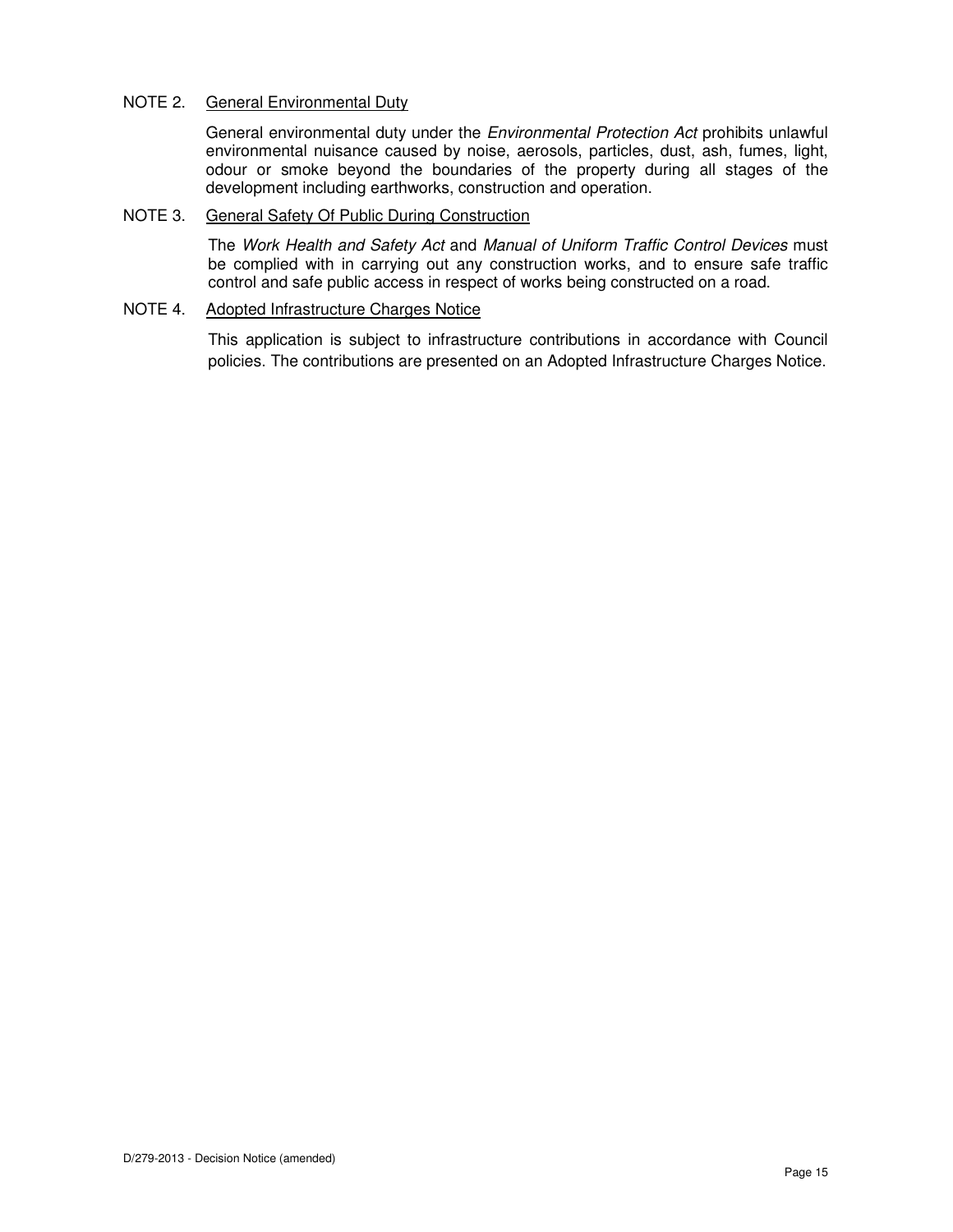NOTE 2. <u>General Environmental Duty</u>

General environmental duty under the *Environmental Protection Act* prohibits unlawful environmental nuisance caused by noise, aerosols, particles, dust, ash, fumes, light, odour or smoke beyond the boundaries of the property during all stages of the development including earthworks, construction and operation.

NOTE 3. <u>General Safety Of Public During Construction</u>

The *Work Health and Safety Act* and *Manual of Uniform Traffic Control Devices* must be complied with in carrying out any construction works, and to ensure safe traffic control and safe public access in respect of works being constructed on a road.

NOTE 4. <u>Adopted Infrastructure Charges Notice</u>

This application is subject to infrastructure contributions in accordance with Council policies. The contributions are presented on an Adopted Infrastructure Charges Notice.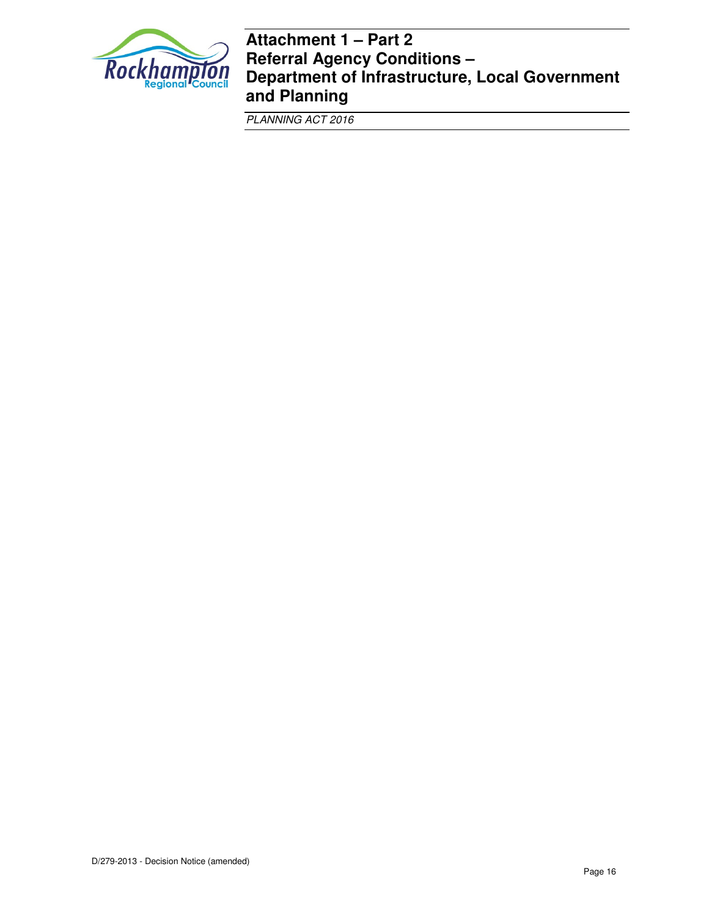# Attachment 1 – Part 2
# Referral Agency Conditions – Department of Infrastructure, Local Government and Planning

*PLANNING ACT 2016*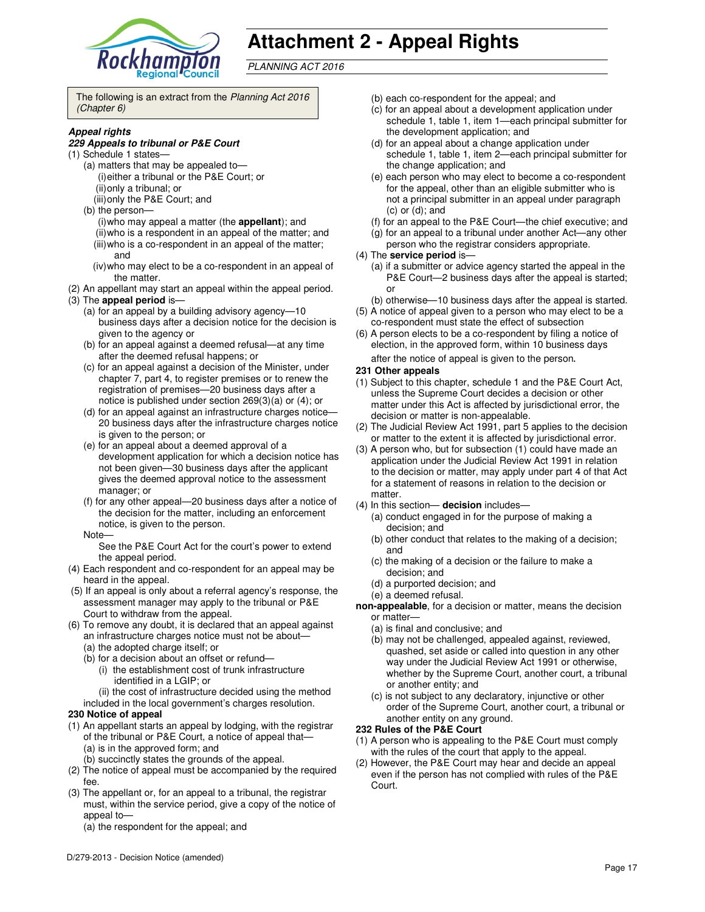# Attachment 2 - Appeal Rights

*PLANNING ACT 2016*

The following is an extract from the *Planning Act 2016 (Chapter 6)*

***Appeal rights***

***229 Appeals to tribunal or P&E Court***

(1) Schedule 1 states—
  (a) matters that may be appealed to—
    (i) either a tribunal or the P&E Court; or
    (ii) only a tribunal; or
    (iii) only the P&E Court; and
  (b) the person—
    (i) who may appeal a matter (the **appellant**); and
    (ii) who is a respondent in an appeal of the matter; and
    (iii) who is a co-respondent in an appeal of the matter; and
    (iv) who may elect to be a co-respondent in an appeal of the matter.

(2) An appellant may start an appeal within the appeal period.

(3) The **appeal period** is—
  (a) for an appeal by a building advisory agency—10 business days after a decision notice for the decision is given to the agency or
  (b) for an appeal against a deemed refusal—at any time after the deemed refusal happens; or
  (c) for an appeal against a decision of the Minister, under chapter 7, part 4, to register premises or to renew the registration of premises—20 business days after a notice is published under section 269(3)(a) or (4); or
  (d) for an appeal against an infrastructure charges notice—20 business days after the infrastructure charges notice is given to the person; or
  (e) for an appeal about a deemed approval of a development application for which a decision notice has not been given—30 business days after the applicant gives the deemed approval notice to the assessment manager; or
  (f) for any other appeal—20 business days after a notice of the decision for the matter, including an enforcement notice, is given to the person.

  Note—
  See the P&E Court Act for the court's power to extend the appeal period.

(4) Each respondent and co-respondent for an appeal may be heard in the appeal.

(5) If an appeal is only about a referral agency's response, the assessment manager may apply to the tribunal or P&E Court to withdraw from the appeal.

(6) To remove any doubt, it is declared that an appeal against an infrastructure charges notice must not be about—
  (a) the adopted charge itself; or
  (b) for a decision about an offset or refund—
    (i) the establishment cost of trunk infrastructure identified in a LGIP; or
    (ii) the cost of infrastructure decided using the method included in the local government's charges resolution.

**230 Notice of appeal**

(1) An appellant starts an appeal by lodging, with the registrar of the tribunal or P&E Court, a notice of appeal that—
  (a) is in the approved form; and
  (b) succinctly states the grounds of the appeal.

(2) The notice of appeal must be accompanied by the required fee.

(3) The appellant or, for an appeal to a tribunal, the registrar must, within the service period, give a copy of the notice of appeal to—
  (a) the respondent for the appeal; and
  (b) each co-respondent for the appeal; and
  (c) for an appeal about a development application under schedule 1, table 1, item 1—each principal submitter for the development application; and
  (d) for an appeal about a change application under schedule 1, table 1, item 2—each principal submitter for the change application; and
  (e) each person who may elect to become a co-respondent for the appeal, other than an eligible submitter who is not a principal submitter in an appeal under paragraph (c) or (d); and
  (f) for an appeal to the P&E Court—the chief executive; and
  (g) for an appeal to a tribunal under another Act—any other person who the registrar considers appropriate.

(4) The **service period** is—
  (a) if a submitter or advice agency started the appeal in the P&E Court—2 business days after the appeal is started; or
  (b) otherwise—10 business days after the appeal is started.

(5) A notice of appeal given to a person who may elect to be a co-respondent must state the effect of subsection

(6) A person elects to be a co-respondent by filing a notice of election, in the approved form, within 10 business days after the notice of appeal is given to the person.

**231 Other appeals**

(1) Subject to this chapter, schedule 1 and the P&E Court Act, unless the Supreme Court decides a decision or other matter under this Act is affected by jurisdictional error, the decision or matter is non-appealable.

(2) The Judicial Review Act 1991, part 5 applies to the decision or matter to the extent it is affected by jurisdictional error.

(3) A person who, but for subsection (1) could have made an application under the Judicial Review Act 1991 in relation to the decision or matter, may apply under part 4 of that Act for a statement of reasons in relation to the decision or matter.

(4) In this section— **decision** includes—
  (a) conduct engaged in for the purpose of making a decision; and
  (b) other conduct that relates to the making of a decision; and
  (c) the making of a decision or the failure to make a decision; and
  (d) a purported decision; and
  (e) a deemed refusal.

**non-appealable**, for a decision or matter, means the decision or matter—
  (a) is final and conclusive; and
  (b) may not be challenged, appealed against, reviewed, quashed, set aside or called into question in any other way under the Judicial Review Act 1991 or otherwise, whether by the Supreme Court, another court, a tribunal or another entity; and
  (c) is not subject to any declaratory, injunctive or other order of the Supreme Court, another court, a tribunal or another entity on any ground.

**232 Rules of the P&E Court**

(1) A person who is appealing to the P&E Court must comply with the rules of the court that apply to the appeal.

(2) However, the P&E Court may hear and decide an appeal even if the person has not complied with rules of the P&E Court.

D/279-2013 - Decision Notice (amended)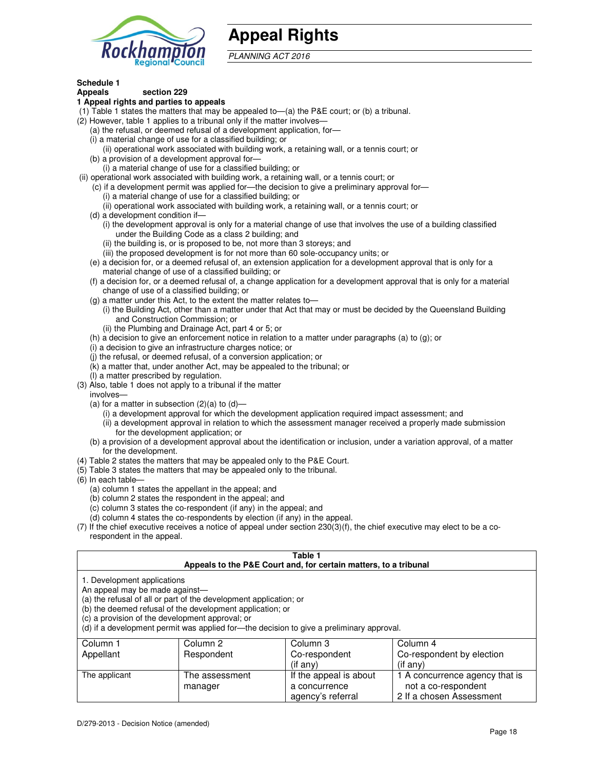# Appeal Rights

*PLANNING ACT 2016*

**Schedule 1**
**Appeals section 229**

**1 Appeal rights and parties to appeals**

(1) Table 1 states the matters that may be appealed to—(a) the P&E court; or (b) a tribunal.

(2) However, table 1 applies to a tribunal only if the matter involves—

(a) the refusal, or deemed refusal of a development application, for—

(i) a material change of use for a classified building; or

(ii) operational work associated with building work, a retaining wall, or a tennis court; or

(b) a provision of a development approval for—

(i) a material change of use for a classified building; or

(ii) operational work associated with building work, a retaining wall, or a tennis court; or

(c) if a development permit was applied for—the decision to give a preliminary approval for—

(i) a material change of use for a classified building; or

(ii) operational work associated with building work, a retaining wall, or a tennis court; or

(d) a development condition if—

(i) the development approval is only for a material change of use that involves the use of a building classified under the Building Code as a class 2 building; and

(ii) the building is, or is proposed to be, not more than 3 storeys; and

(iii) the proposed development is for not more than 60 sole-occupancy units; or

(e) a decision for, or a deemed refusal of, an extension application for a development approval that is only for a material change of use of a classified building; or

(f) a decision for, or a deemed refusal of, a change application for a development approval that is only for a material change of use of a classified building; or

(g) a matter under this Act, to the extent the matter relates to—

(i) the Building Act, other than a matter under that Act that may or must be decided by the Queensland Building and Construction Commission; or

(ii) the Plumbing and Drainage Act, part 4 or 5; or

(h) a decision to give an enforcement notice in relation to a matter under paragraphs (a) to (g); or

(i) a decision to give an infrastructure charges notice; or

(j) the refusal, or deemed refusal, of a conversion application; or

(k) a matter that, under another Act, may be appealed to the tribunal; or

(l) a matter prescribed by regulation.

(3) Also, table 1 does not apply to a tribunal if the matter involves—

(a) for a matter in subsection (2)(a) to (d)—

(i) a development approval for which the development application required impact assessment; and

(ii) a development approval in relation to which the assessment manager received a properly made submission for the development application; or

(b) a provision of a development approval about the identification or inclusion, under a variation approval, of a matter for the development.

(4) Table 2 states the matters that may be appealed only to the P&E Court.

(5) Table 3 states the matters that may be appealed only to the tribunal.

(6) In each table—

(a) column 1 states the appellant in the appeal; and

(b) column 2 states the respondent in the appeal; and

(c) column 3 states the co-respondent (if any) in the appeal; and

(d) column 4 states the co-respondents by election (if any) in the appeal.

(7) If the chief executive receives a notice of appeal under section 230(3)(f), the chief executive may elect to be a co-respondent in the appeal.

**Table 1**
**Appeals to the P&E Court and, for certain matters, to a tribunal**

1. Development applications

An appeal may be made against—

(a) the refusal of all or part of the development application; or

(b) the deemed refusal of the development application; or

(c) a provision of the development approval; or

(d) if a development permit was applied for—the decision to give a preliminary approval.

| Column 1 Appellant | Column 2 Respondent | Column 3 Co-respondent (if any) | Column 4 Co-respondent by election (if any) |
|---|---|---|---|
| The applicant | The assessment manager | If the appeal is about a concurrence agency's referral | 1 A concurrence agency that is not a co-respondent<br>2 If a chosen Assessment |

D/279-2013 - Decision Notice (amended)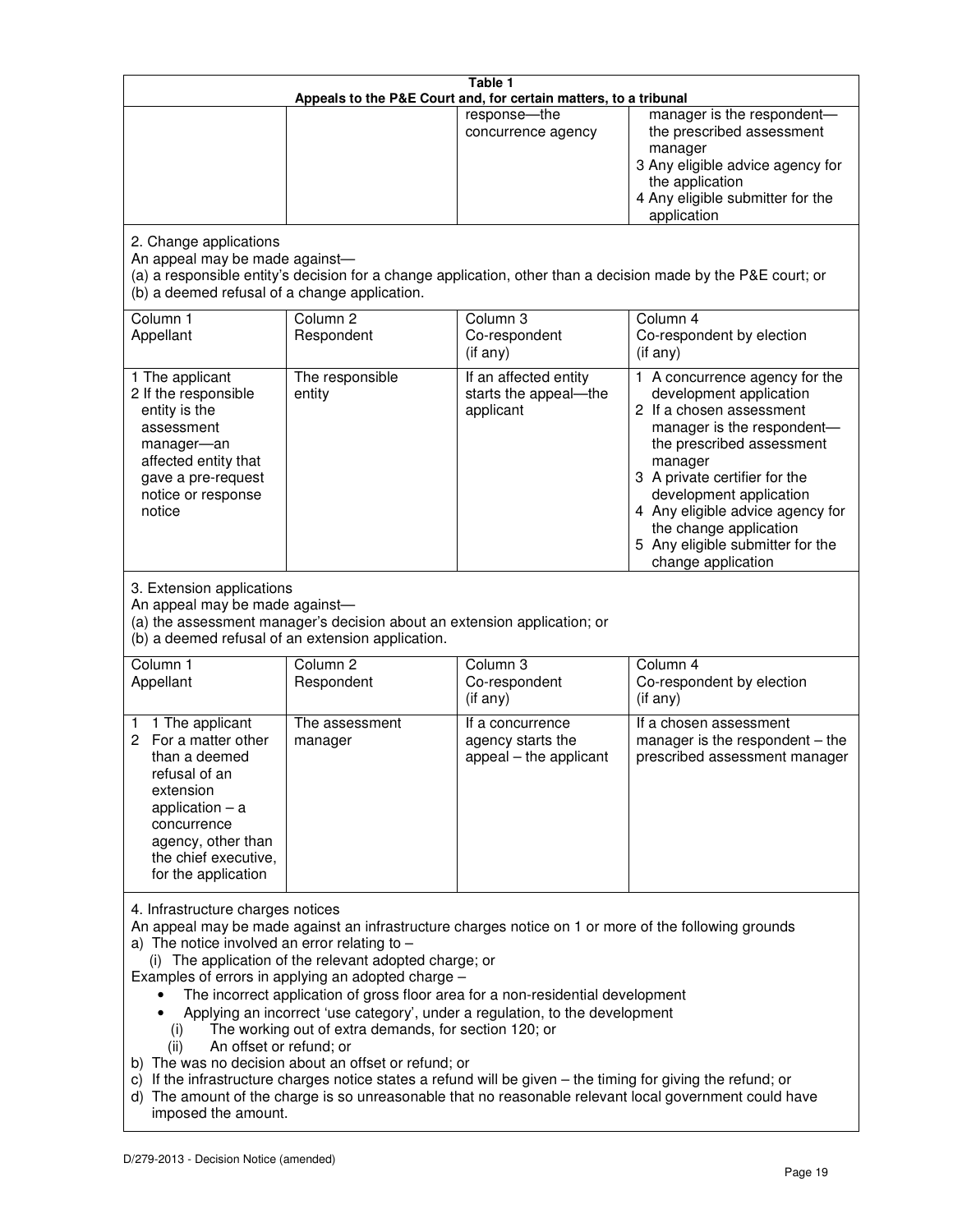**Table 1**
**Appeals to the P&E Court and, for certain matters, to a tribunal**

| | | | |
|---|---|---|---|
| | | response—the concurrence agency | manager is the respondent—the prescribed assessment manager<br>3 Any eligible advice agency for the application<br>4 Any eligible submitter for the application |

2. Change applications

An appeal may be made against—

(a) a responsible entity's decision for a change application, other than a decision made by the P&E court; or

(b) a deemed refusal of a change application.

| Column 1<br>Appellant | Column 2<br>Respondent | Column 3<br>Co-respondent<br>(if any) | Column 4<br>Co-respondent by election<br>(if any) |
|---|---|---|---|
| 1 The applicant<br>2 If the responsible entity is the assessment manager—an affected entity that gave a pre-request notice or response notice | The responsible entity | If an affected entity starts the appeal—the applicant | 1 A concurrence agency for the development application<br>2 If a chosen assessment manager is the respondent—the prescribed assessment manager<br>3 A private certifier for the development application<br>4 Any eligible advice agency for the change application<br>5 Any eligible submitter for the change application |

3. Extension applications

An appeal may be made against—

(a) the assessment manager's decision about an extension application; or

(b) a deemed refusal of an extension application.

| Column 1<br>Appellant | Column 2<br>Respondent | Column 3<br>Co-respondent<br>(if any) | Column 4<br>Co-respondent by election<br>(if any) |
|---|---|---|---|
| 1 1 The applicant<br>2 For a matter other than a deemed refusal of an extension application – a concurrence agency, other than the chief executive, for the application | The assessment manager | If a concurrence agency starts the appeal – the applicant | If a chosen assessment manager is the respondent – the prescribed assessment manager |

4. Infrastructure charges notices

An appeal may be made against an infrastructure charges notice on 1 or more of the following grounds

a) The notice involved an error relating to –
   (i) The application of the relevant adopted charge; or

Examples of errors in applying an adopted charge –

- The incorrect application of gross floor area for a non-residential development
- Applying an incorrect 'use category', under a regulation, to the development
   (i) The working out of extra demands, for section 120; or
   (ii) An offset or refund; or

b) The was no decision about an offset or refund; or

c) If the infrastructure charges notice states a refund will be given – the timing for giving the refund; or

d) The amount of the charge is so unreasonable that no reasonable relevant local government could have imposed the amount.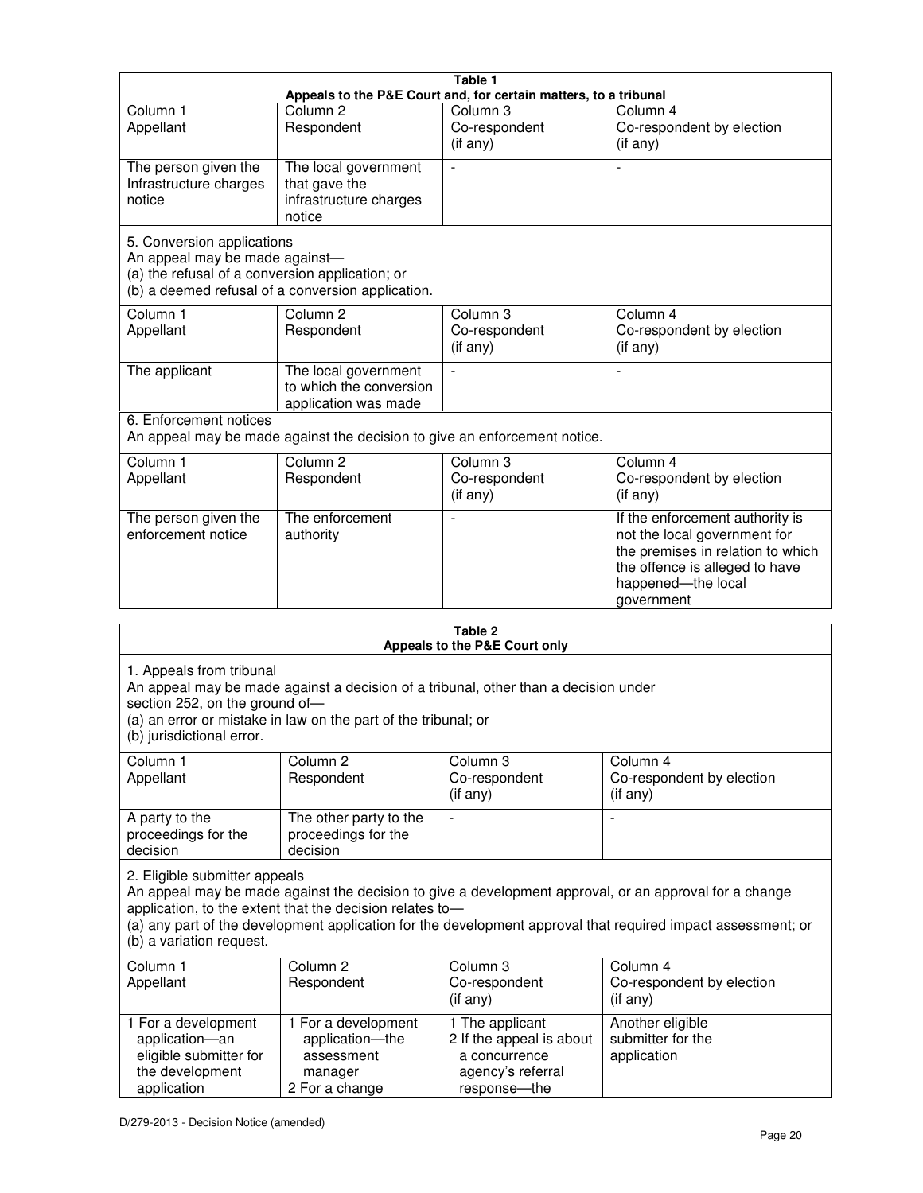**Table 1**
**Appeals to the P&E Court and, for certain matters, to a tribunal**

| Column 1<br>Appellant | Column 2<br>Respondent | Column 3<br>Co-respondent<br>(if any) | Column 4<br>Co-respondent by election<br>(if any) |
|---|---|---|---|
| The person given the Infrastructure charges notice | The local government that gave the infrastructure charges notice | - | - |

5. Conversion applications
An appeal may be made against—
(a) the refusal of a conversion application; or
(b) a deemed refusal of a conversion application.

| Column 1<br>Appellant | Column 2<br>Respondent | Column 3<br>Co-respondent<br>(if any) | Column 4<br>Co-respondent by election<br>(if any) |
|---|---|---|---|
| The applicant | The local government to which the conversion application was made | - | - |

6. Enforcement notices
An appeal may be made against the decision to give an enforcement notice.

| Column 1<br>Appellant | Column 2<br>Respondent | Column 3<br>Co-respondent<br>(if any) | Column 4<br>Co-respondent by election<br>(if any) |
|---|---|---|---|
| The person given the enforcement notice | The enforcement authority | - | If the enforcement authority is not the local government for the premises in relation to which the offence is alleged to have happened—the local government |

**Table 2**
**Appeals to the P&E Court only**

1. Appeals from tribunal
An appeal may be made against a decision of a tribunal, other than a decision under section 252, on the ground of—
(a) an error or mistake in law on the part of the tribunal; or
(b) jurisdictional error.

| Column 1<br>Appellant | Column 2<br>Respondent | Column 3<br>Co-respondent<br>(if any) | Column 4<br>Co-respondent by election<br>(if any) |
|---|---|---|---|
| A party to the proceedings for the decision | The other party to the proceedings for the decision | - | - |

2. Eligible submitter appeals
An appeal may be made against the decision to give a development approval, or an approval for a change application, to the extent that the decision relates to—
(a) any part of the development application for the development approval that required impact assessment; or
(b) a variation request.

| Column 1<br>Appellant | Column 2<br>Respondent | Column 3<br>Co-respondent<br>(if any) | Column 4<br>Co-respondent by election<br>(if any) |
|---|---|---|---|
| 1 For a development application—an eligible submitter for the development application | 1 For a development application—the assessment manager<br>2 For a change | 1 The applicant<br>2 If the appeal is about a concurrence agency's referral response—the | Another eligible submitter for the application |

D/279-2013 - Decision Notice (amended)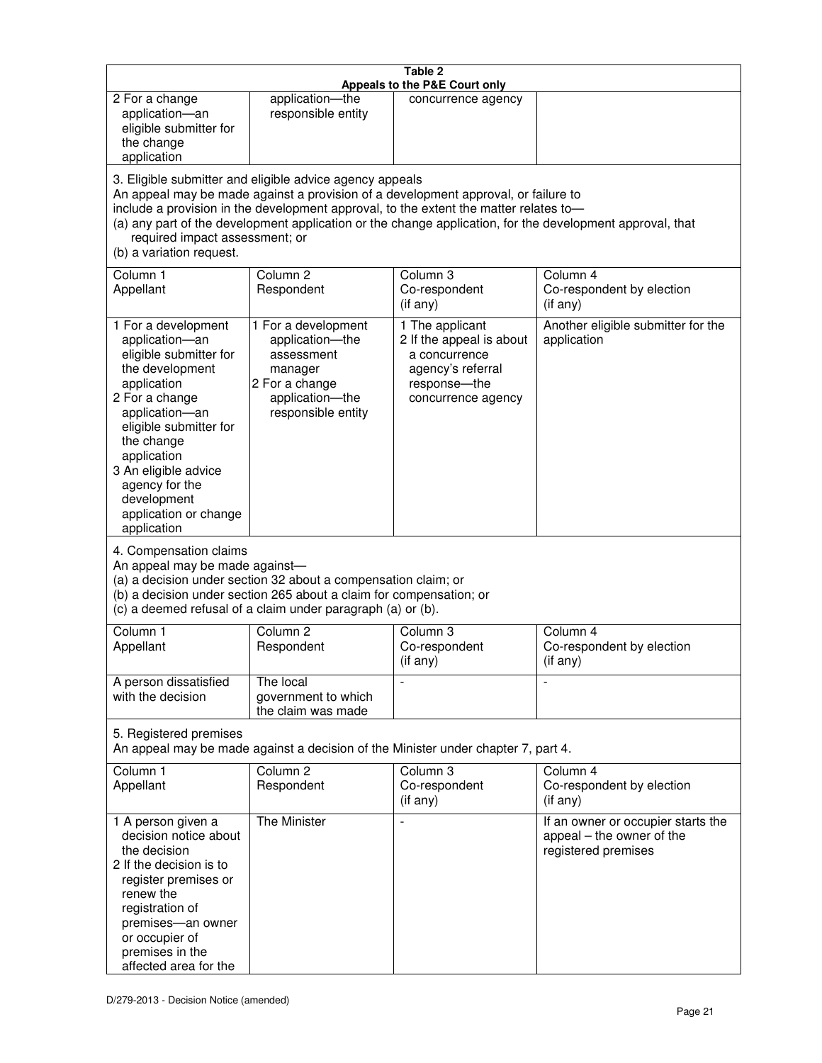**Table 2**
**Appeals to the P&E Court only**

| | | | |
|---|---|---|---|
| 2 For a change application—an eligible submitter for the change application | application—the responsible entity | concurrence agency | |

3. Eligible submitter and eligible advice agency appeals
An appeal may be made against a provision of a development approval, or failure to include a provision in the development approval, to the extent the matter relates to—
(a) any part of the development application or the change application, for the development approval, that required impact assessment; or
(b) a variation request.

| Column 1<br>Appellant | Column 2<br>Respondent | Column 3<br>Co-respondent<br>(if any) | Column 4<br>Co-respondent by election<br>(if any) |
|---|---|---|---|
| 1 For a development application—an eligible submitter for the development application<br>2 For a change application—an eligible submitter for the change application<br>3 An eligible advice agency for the development application or change application | 1 For a development application—the assessment manager<br>2 For a change application—the responsible entity | 1 The applicant<br>2 If the appeal is about a concurrence agency's referral response—the concurrence agency | Another eligible submitter for the application |

4. Compensation claims
An appeal may be made against—
(a) a decision under section 32 about a compensation claim; or
(b) a decision under section 265 about a claim for compensation; or
(c) a deemed refusal of a claim under paragraph (a) or (b).

| Column 1<br>Appellant | Column 2<br>Respondent | Column 3<br>Co-respondent<br>(if any) | Column 4<br>Co-respondent by election<br>(if any) |
|---|---|---|---|
| A person dissatisfied with the decision | The local government to which the claim was made | - | - |

5. Registered premises
An appeal may be made against a decision of the Minister under chapter 7, part 4.

| Column 1<br>Appellant | Column 2<br>Respondent | Column 3<br>Co-respondent<br>(if any) | Column 4<br>Co-respondent by election<br>(if any) |
|---|---|---|---|
| 1 A person given a decision notice about the decision<br>2 If the decision is to register premises or renew the registration of premises—an owner or occupier of premises in the affected area for the | The Minister | - | If an owner or occupier starts the appeal – the owner of the registered premises |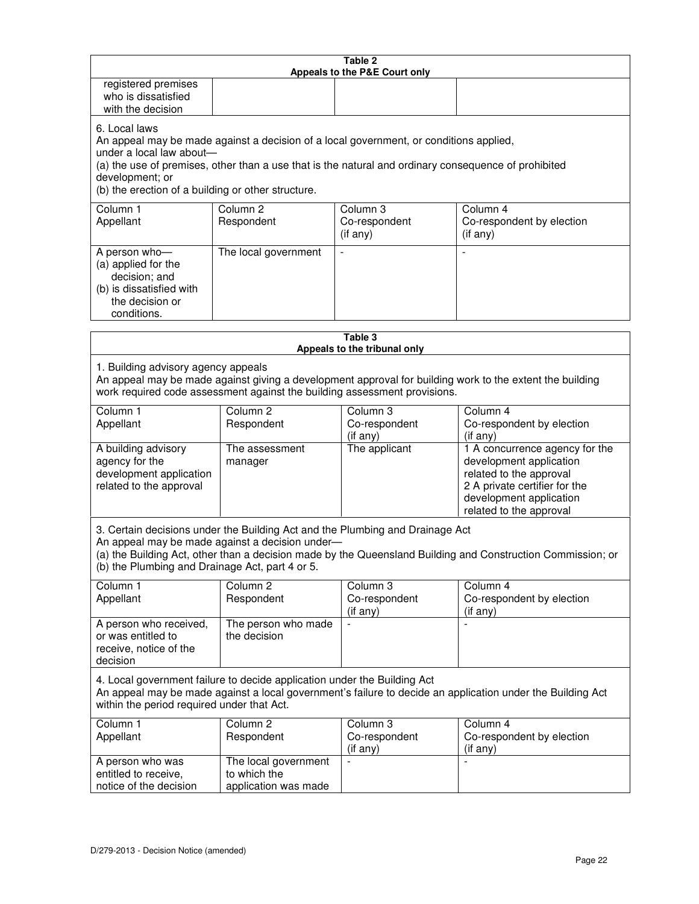| Table 2<br>Appeals to the P&E Court only | | | |
|---|---|---|---|
| registered premises who is dissatisfied with the decision | | | |

6. Local laws
An appeal may be made against a decision of a local government, or conditions applied, under a local law about—
(a) the use of premises, other than a use that is the natural and ordinary consequence of prohibited development; or
(b) the erection of a building or other structure.

| Column 1<br>Appellant | Column 2<br>Respondent | Column 3<br>Co-respondent<br>(if any) | Column 4<br>Co-respondent by election<br>(if any) |
|---|---|---|---|
| A person who—<br>(a) applied for the decision; and<br>(b) is dissatisfied with the decision or conditions. | The local government | - | - |

**Table 3**
**Appeals to the tribunal only**

1. Building advisory agency appeals
An appeal may be made against giving a development approval for building work to the extent the building work required code assessment against the building assessment provisions.

| Column 1<br>Appellant | Column 2<br>Respondent | Column 3<br>Co-respondent<br>(if any) | Column 4<br>Co-respondent by election<br>(if any) |
|---|---|---|---|
| A building advisory agency for the development application related to the approval | The assessment manager | The applicant | 1 A concurrence agency for the development application related to the approval<br>2 A private certifier for the development application related to the approval |

3. Certain decisions under the Building Act and the Plumbing and Drainage Act
An appeal may be made against a decision under—
(a) the Building Act, other than a decision made by the Queensland Building and Construction Commission; or
(b) the Plumbing and Drainage Act, part 4 or 5.

| Column 1<br>Appellant | Column 2<br>Respondent | Column 3<br>Co-respondent<br>(if any) | Column 4<br>Co-respondent by election<br>(if any) |
|---|---|---|---|
| A person who received, or was entitled to receive, notice of the decision | The person who made the decision | - | - |

4. Local government failure to decide application under the Building Act
An appeal may be made against a local government's failure to decide an application under the Building Act within the period required under that Act.

| Column 1<br>Appellant | Column 2<br>Respondent | Column 3<br>Co-respondent<br>(if any) | Column 4<br>Co-respondent by election<br>(if any) |
|---|---|---|---|
| A person who was entitled to receive, notice of the decision | The local government to which the application was made | - | - |

D/279-2013 - Decision Notice (amended)